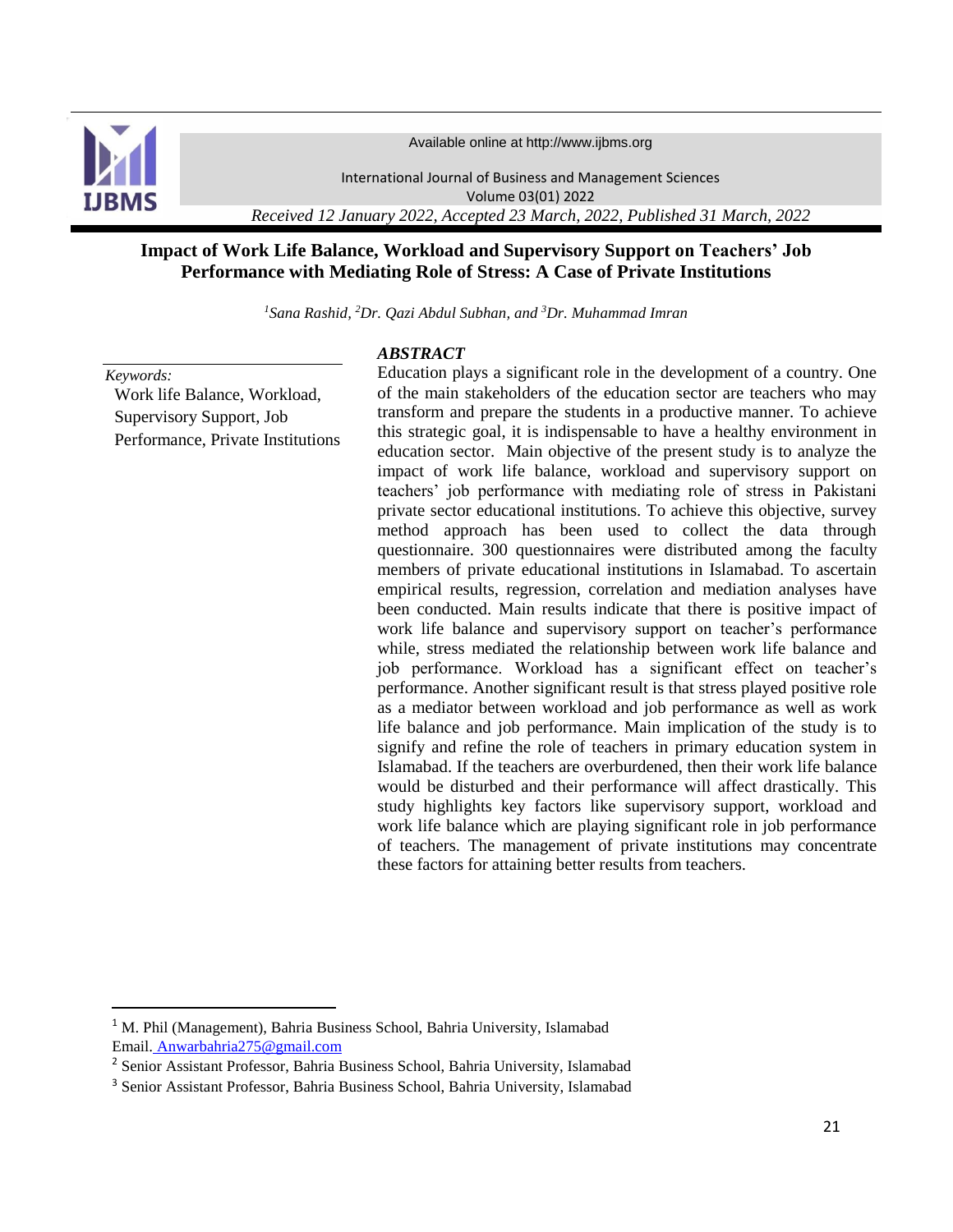Available online at http://www.ijbms.org

International Journal of Business and Management Sciences
Volume 03(01) 2022

*Received 12 January 2022, Accepted 23 March, 2022, Published 31 March, 2022*

# Impact of Work Life Balance, Workload and Supervisory Support on Teachers' Job Performance with Mediating Role of Stress: A Case of Private Institutions

*[1]Sana Rashid, [2]Dr. Qazi Abdul Subhan, and [3]Dr. Muhammad Imran*

*Keywords:*
Work life Balance, Workload, Supervisory Support, Job Performance, Private Institutions

## *ABSTRACT*

Education plays a significant role in the development of a country. One of the main stakeholders of the education sector are teachers who may transform and prepare the students in a productive manner. To achieve this strategic goal, it is indispensable to have a healthy environment in education sector. Main objective of the present study is to analyze the impact of work life balance, workload and supervisory support on teachers' job performance with mediating role of stress in Pakistani private sector educational institutions. To achieve this objective, survey method approach has been used to collect the data through questionnaire. 300 questionnaires were distributed among the faculty members of private educational institutions in Islamabad. To ascertain empirical results, regression, correlation and mediation analyses have been conducted. Main results indicate that there is positive impact of work life balance and supervisory support on teacher's performance while, stress mediated the relationship between work life balance and job performance. Workload has a significant effect on teacher's performance. Another significant result is that stress played positive role as a mediator between workload and job performance as well as work life balance and job performance. Main implication of the study is to signify and refine the role of teachers in primary education system in Islamabad. If the teachers are overburdened, then their work life balance would be disturbed and their performance will affect drastically. This study highlights key factors like supervisory support, workload and work life balance which are playing significant role in job performance of teachers. The management of private institutions may concentrate these factors for attaining better results from teachers.

---

[1] M. Phil (Management), Bahria Business School, Bahria University, Islamabad
Email. Anwarbahria275@gmail.com

[2] Senior Assistant Professor, Bahria Business School, Bahria University, Islamabad

[3] Senior Assistant Professor, Bahria Business School, Bahria University, Islamabad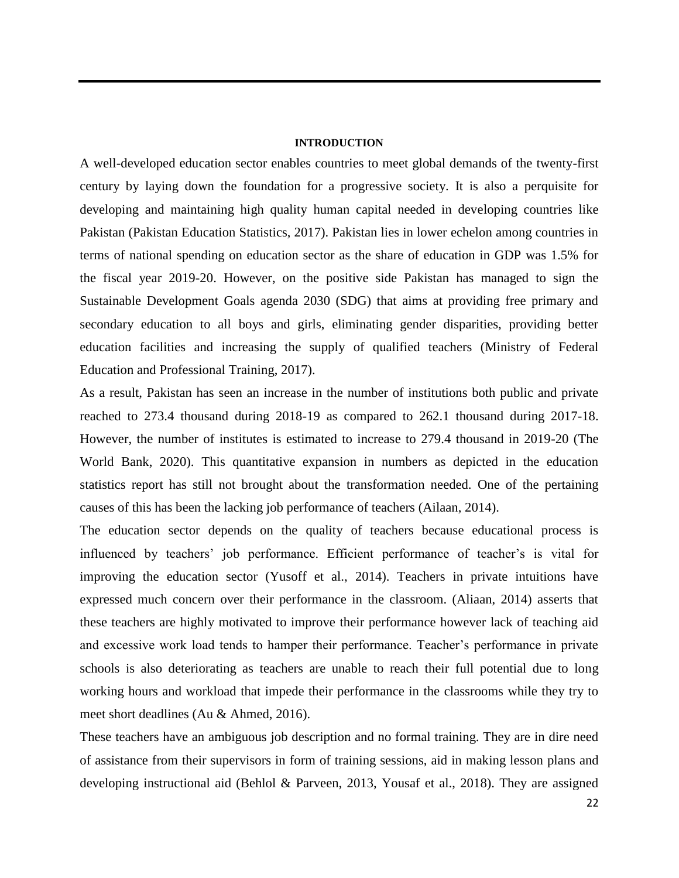## INTRODUCTION

A well-developed education sector enables countries to meet global demands of the twenty-first century by laying down the foundation for a progressive society. It is also a perquisite for developing and maintaining high quality human capital needed in developing countries like Pakistan (Pakistan Education Statistics, 2017). Pakistan lies in lower echelon among countries in terms of national spending on education sector as the share of education in GDP was 1.5% for the fiscal year 2019-20. However, on the positive side Pakistan has managed to sign the Sustainable Development Goals agenda 2030 (SDG) that aims at providing free primary and secondary education to all boys and girls, eliminating gender disparities, providing better education facilities and increasing the supply of qualified teachers (Ministry of Federal Education and Professional Training, 2017).

As a result, Pakistan has seen an increase in the number of institutions both public and private reached to 273.4 thousand during 2018-19 as compared to 262.1 thousand during 2017-18. However, the number of institutes is estimated to increase to 279.4 thousand in 2019-20 (The World Bank, 2020). This quantitative expansion in numbers as depicted in the education statistics report has still not brought about the transformation needed. One of the pertaining causes of this has been the lacking job performance of teachers (Ailaan, 2014).

The education sector depends on the quality of teachers because educational process is influenced by teachers' job performance. Efficient performance of teacher's is vital for improving the education sector (Yusoff et al., 2014). Teachers in private intuitions have expressed much concern over their performance in the classroom. (Aliaan, 2014) asserts that these teachers are highly motivated to improve their performance however lack of teaching aid and excessive work load tends to hamper their performance. Teacher's performance in private schools is also deteriorating as teachers are unable to reach their full potential due to long working hours and workload that impede their performance in the classrooms while they try to meet short deadlines (Au & Ahmed, 2016).

These teachers have an ambiguous job description and no formal training. They are in dire need of assistance from their supervisors in form of training sessions, aid in making lesson plans and developing instructional aid (Behlol & Parveen, 2013, Yousaf et al., 2018). They are assigned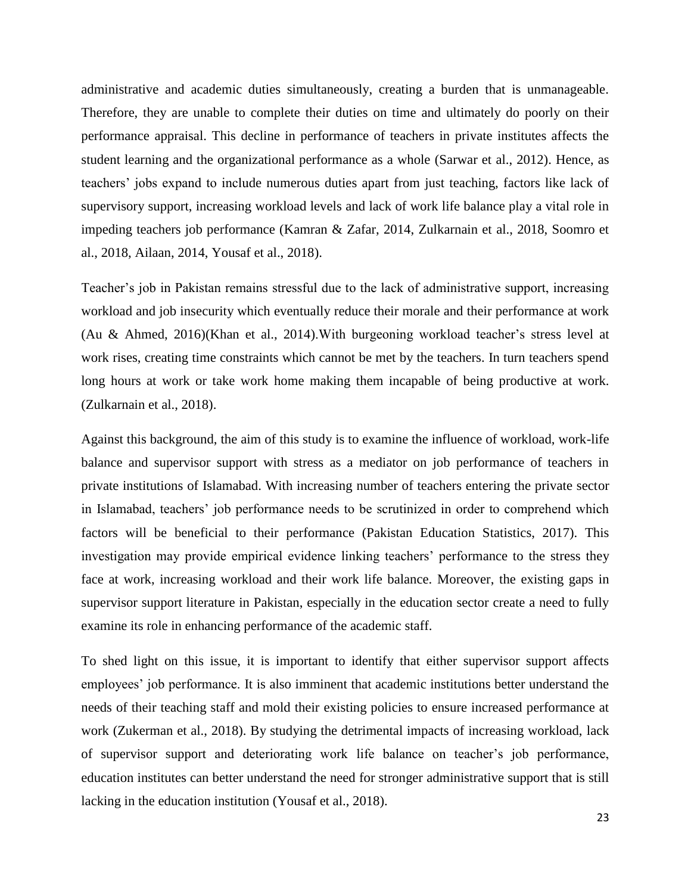administrative and academic duties simultaneously, creating a burden that is unmanageable. Therefore, they are unable to complete their duties on time and ultimately do poorly on their performance appraisal. This decline in performance of teachers in private institutes affects the student learning and the organizational performance as a whole (Sarwar et al., 2012). Hence, as teachers' jobs expand to include numerous duties apart from just teaching, factors like lack of supervisory support, increasing workload levels and lack of work life balance play a vital role in impeding teachers job performance (Kamran & Zafar, 2014, Zulkarnain et al., 2018, Soomro et al., 2018, Ailaan, 2014, Yousaf et al., 2018).

Teacher's job in Pakistan remains stressful due to the lack of administrative support, increasing workload and job insecurity which eventually reduce their morale and their performance at work (Au & Ahmed, 2016)(Khan et al., 2014).With burgeoning workload teacher's stress level at work rises, creating time constraints which cannot be met by the teachers. In turn teachers spend long hours at work or take work home making them incapable of being productive at work. (Zulkarnain et al., 2018).

Against this background, the aim of this study is to examine the influence of workload, work-life balance and supervisor support with stress as a mediator on job performance of teachers in private institutions of Islamabad. With increasing number of teachers entering the private sector in Islamabad, teachers' job performance needs to be scrutinized in order to comprehend which factors will be beneficial to their performance (Pakistan Education Statistics, 2017). This investigation may provide empirical evidence linking teachers' performance to the stress they face at work, increasing workload and their work life balance. Moreover, the existing gaps in supervisor support literature in Pakistan, especially in the education sector create a need to fully examine its role in enhancing performance of the academic staff.

To shed light on this issue, it is important to identify that either supervisor support affects employees' job performance. It is also imminent that academic institutions better understand the needs of their teaching staff and mold their existing policies to ensure increased performance at work (Zukerman et al., 2018). By studying the detrimental impacts of increasing workload, lack of supervisor support and deteriorating work life balance on teacher's job performance, education institutes can better understand the need for stronger administrative support that is still lacking in the education institution (Yousaf et al., 2018).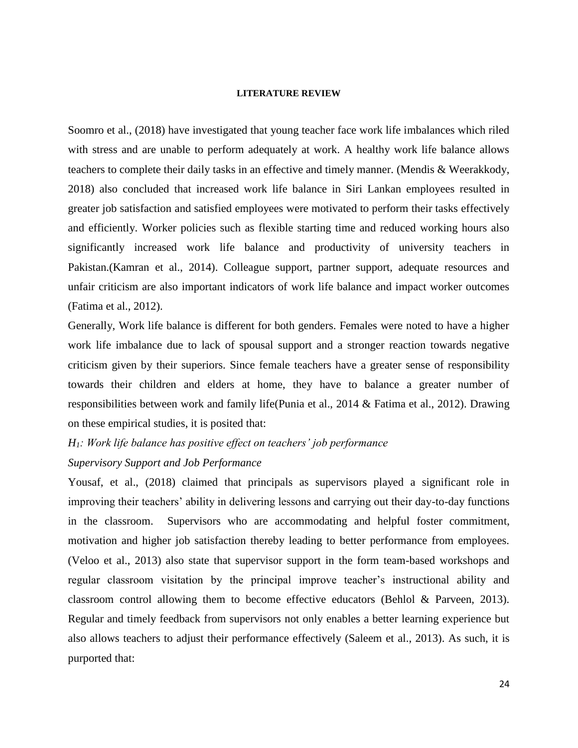## LITERATURE REVIEW

Soomro et al., (2018) have investigated that young teacher face work life imbalances which riled with stress and are unable to perform adequately at work. A healthy work life balance allows teachers to complete their daily tasks in an effective and timely manner. (Mendis & Weerakkody, 2018) also concluded that increased work life balance in Siri Lankan employees resulted in greater job satisfaction and satisfied employees were motivated to perform their tasks effectively and efficiently. Worker policies such as flexible starting time and reduced working hours also significantly increased work life balance and productivity of university teachers in Pakistan.(Kamran et al., 2014). Colleague support, partner support, adequate resources and unfair criticism are also important indicators of work life balance and impact worker outcomes (Fatima et al., 2012).

Generally, Work life balance is different for both genders. Females were noted to have a higher work life imbalance due to lack of spousal support and a stronger reaction towards negative criticism given by their superiors. Since female teachers have a greater sense of responsibility towards their children and elders at home, they have to balance a greater number of responsibilities between work and family life(Punia et al., 2014 & Fatima et al., 2012). Drawing on these empirical studies, it is posited that:

*$H_1$: Work life balance has positive effect on teachers' job performance*

### *Supervisory Support and Job Performance*

Yousaf, et al., (2018) claimed that principals as supervisors played a significant role in improving their teachers' ability in delivering lessons and carrying out their day-to-day functions in the classroom. Supervisors who are accommodating and helpful foster commitment, motivation and higher job satisfaction thereby leading to better performance from employees. (Veloo et al., 2013) also state that supervisor support in the form team-based workshops and regular classroom visitation by the principal improve teacher's instructional ability and classroom control allowing them to become effective educators (Behlol & Parveen, 2013). Regular and timely feedback from supervisors not only enables a better learning experience but also allows teachers to adjust their performance effectively (Saleem et al., 2013). As such, it is purported that: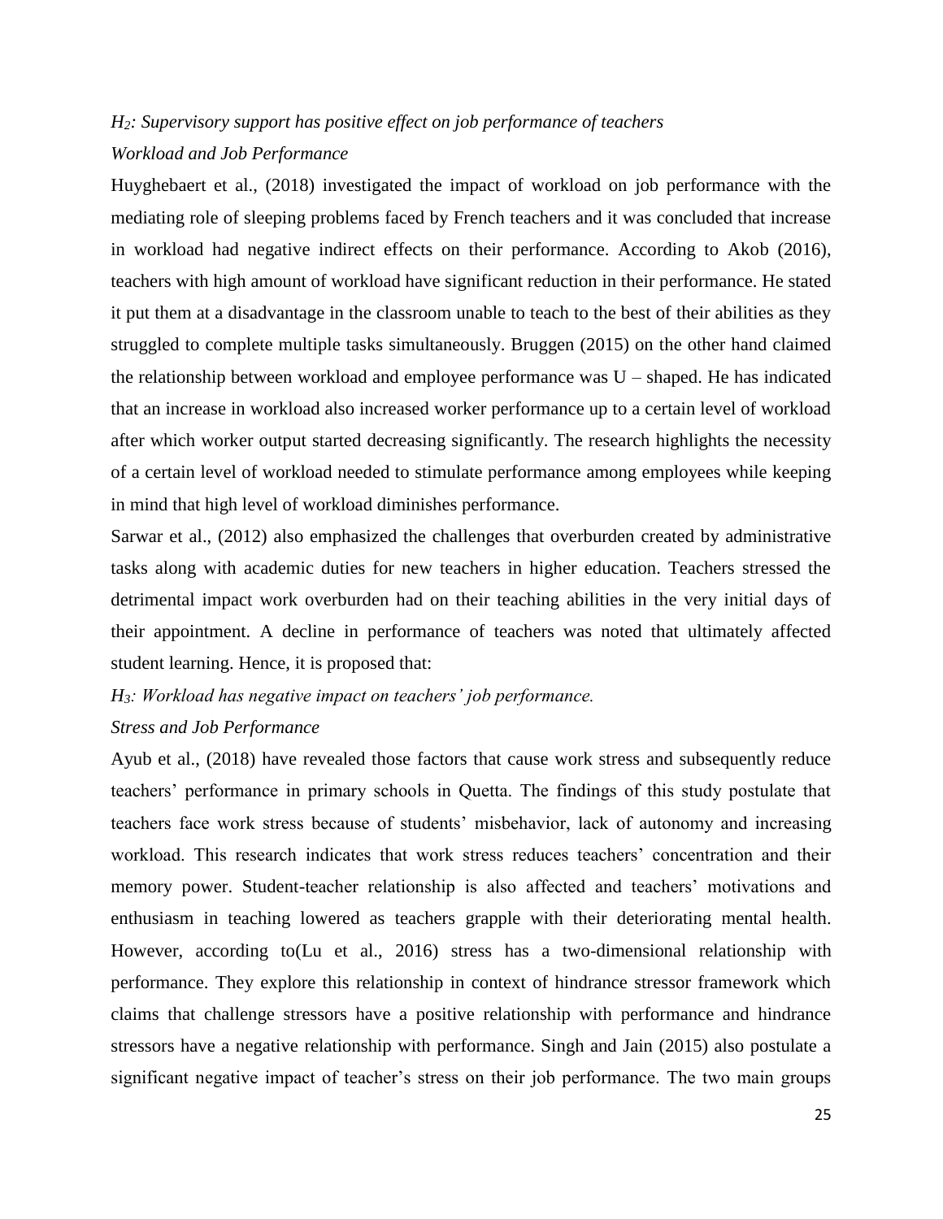*$H_2$: Supervisory support has positive effect on job performance of teachers*

*Workload and Job Performance*

Huyghebaert et al., (2018) investigated the impact of workload on job performance with the mediating role of sleeping problems faced by French teachers and it was concluded that increase in workload had negative indirect effects on their performance. According to Akob (2016), teachers with high amount of workload have significant reduction in their performance. He stated it put them at a disadvantage in the classroom unable to teach to the best of their abilities as they struggled to complete multiple tasks simultaneously. Bruggen (2015) on the other hand claimed the relationship between workload and employee performance was U – shaped. He has indicated that an increase in workload also increased worker performance up to a certain level of workload after which worker output started decreasing significantly. The research highlights the necessity of a certain level of workload needed to stimulate performance among employees while keeping in mind that high level of workload diminishes performance.

Sarwar et al., (2012) also emphasized the challenges that overburden created by administrative tasks along with academic duties for new teachers in higher education. Teachers stressed the detrimental impact work overburden had on their teaching abilities in the very initial days of their appointment. A decline in performance of teachers was noted that ultimately affected student learning. Hence, it is proposed that:

*$H_3$: Workload has negative impact on teachers' job performance.*

*Stress and Job Performance*

Ayub et al., (2018) have revealed those factors that cause work stress and subsequently reduce teachers' performance in primary schools in Quetta. The findings of this study postulate that teachers face work stress because of students' misbehavior, lack of autonomy and increasing workload. This research indicates that work stress reduces teachers' concentration and their memory power. Student-teacher relationship is also affected and teachers' motivations and enthusiasm in teaching lowered as teachers grapple with their deteriorating mental health. However, according to(Lu et al., 2016) stress has a two-dimensional relationship with performance. They explore this relationship in context of hindrance stressor framework which claims that challenge stressors have a positive relationship with performance and hindrance stressors have a negative relationship with performance. Singh and Jain (2015) also postulate a significant negative impact of teacher's stress on their job performance. The two main groups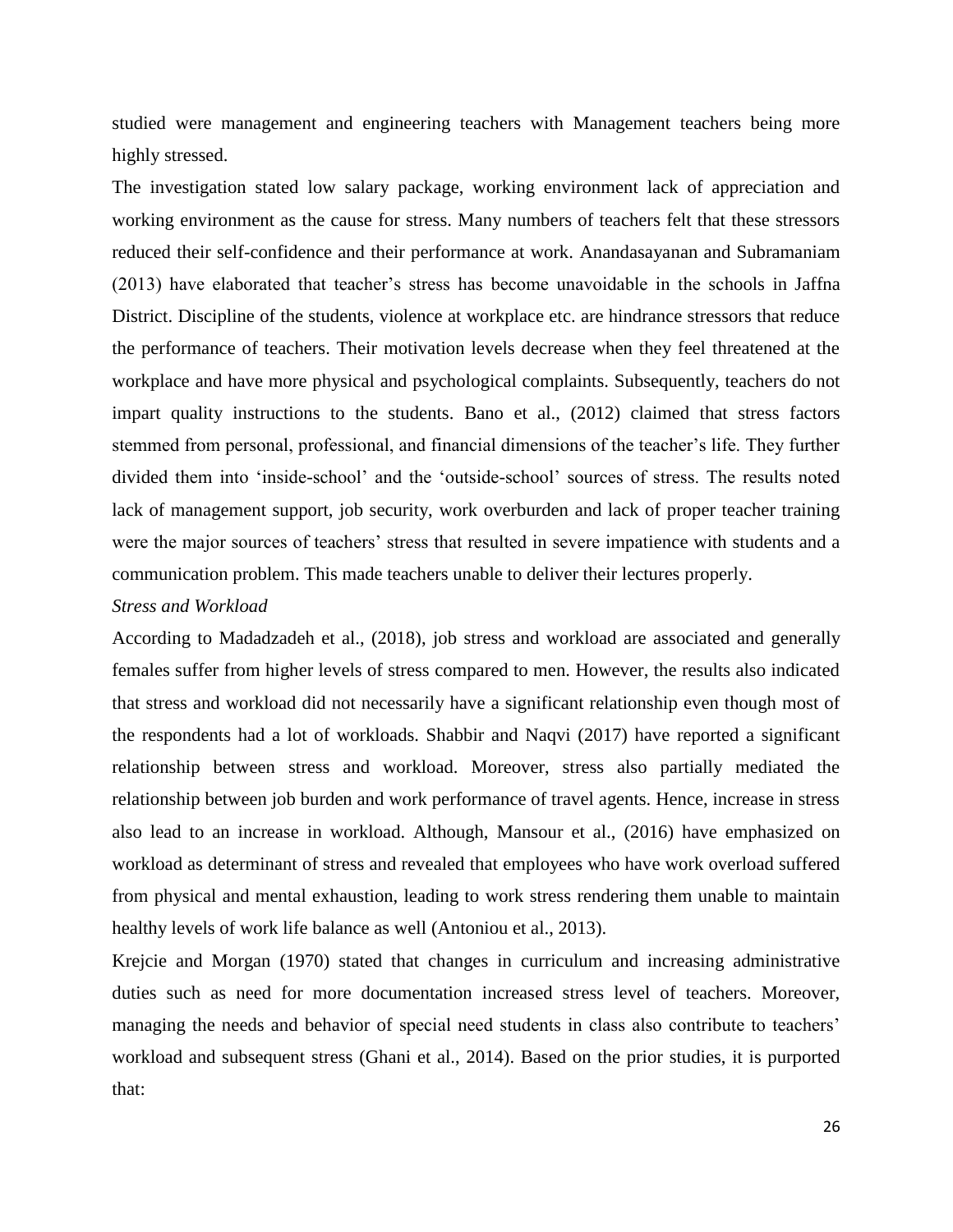studied were management and engineering teachers with Management teachers being more highly stressed.

The investigation stated low salary package, working environment lack of appreciation and working environment as the cause for stress. Many numbers of teachers felt that these stressors reduced their self-confidence and their performance at work. Anandasayanan and Subramaniam (2013) have elaborated that teacher's stress has become unavoidable in the schools in Jaffna District. Discipline of the students, violence at workplace etc. are hindrance stressors that reduce the performance of teachers. Their motivation levels decrease when they feel threatened at the workplace and have more physical and psychological complaints. Subsequently, teachers do not impart quality instructions to the students. Bano et al., (2012) claimed that stress factors stemmed from personal, professional, and financial dimensions of the teacher's life. They further divided them into 'inside-school' and the 'outside-school' sources of stress. The results noted lack of management support, job security, work overburden and lack of proper teacher training were the major sources of teachers' stress that resulted in severe impatience with students and a communication problem. This made teachers unable to deliver their lectures properly.

*Stress and Workload*

According to Madadzadeh et al., (2018), job stress and workload are associated and generally females suffer from higher levels of stress compared to men. However, the results also indicated that stress and workload did not necessarily have a significant relationship even though most of the respondents had a lot of workloads. Shabbir and Naqvi (2017) have reported a significant relationship between stress and workload. Moreover, stress also partially mediated the relationship between job burden and work performance of travel agents. Hence, increase in stress also lead to an increase in workload. Although, Mansour et al., (2016) have emphasized on workload as determinant of stress and revealed that employees who have work overload suffered from physical and mental exhaustion, leading to work stress rendering them unable to maintain healthy levels of work life balance as well (Antoniou et al., 2013).

Krejcie and Morgan (1970) stated that changes in curriculum and increasing administrative duties such as need for more documentation increased stress level of teachers. Moreover, managing the needs and behavior of special need students in class also contribute to teachers' workload and subsequent stress (Ghani et al., 2014). Based on the prior studies, it is purported that: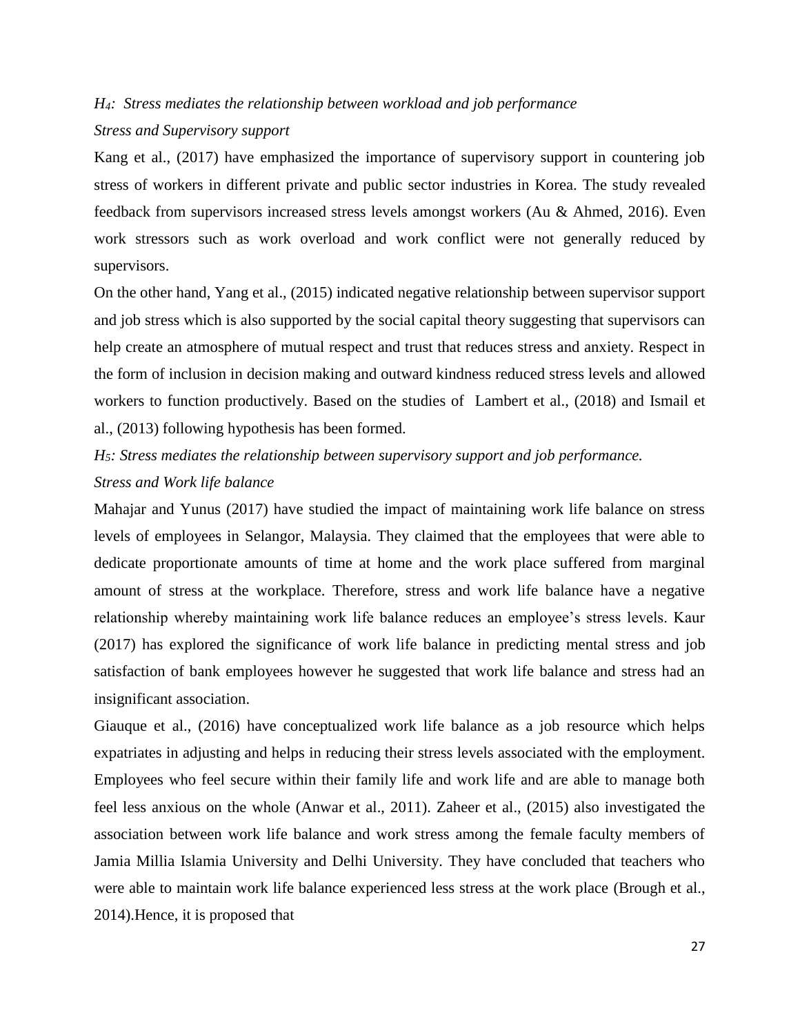*$H_4$: Stress mediates the relationship between workload and job performance*

*Stress and Supervisory support*

Kang et al., (2017) have emphasized the importance of supervisory support in countering job stress of workers in different private and public sector industries in Korea. The study revealed feedback from supervisors increased stress levels amongst workers (Au & Ahmed, 2016). Even work stressors such as work overload and work conflict were not generally reduced by supervisors.

On the other hand, Yang et al., (2015) indicated negative relationship between supervisor support and job stress which is also supported by the social capital theory suggesting that supervisors can help create an atmosphere of mutual respect and trust that reduces stress and anxiety. Respect in the form of inclusion in decision making and outward kindness reduced stress levels and allowed workers to function productively. Based on the studies of Lambert et al., (2018) and Ismail et al., (2013) following hypothesis has been formed.

*$H_5$: Stress mediates the relationship between supervisory support and job performance.*

*Stress and Work life balance*

Mahajar and Yunus (2017) have studied the impact of maintaining work life balance on stress levels of employees in Selangor, Malaysia. They claimed that the employees that were able to dedicate proportionate amounts of time at home and the work place suffered from marginal amount of stress at the workplace. Therefore, stress and work life balance have a negative relationship whereby maintaining work life balance reduces an employee's stress levels. Kaur (2017) has explored the significance of work life balance in predicting mental stress and job satisfaction of bank employees however he suggested that work life balance and stress had an insignificant association.

Giauque et al., (2016) have conceptualized work life balance as a job resource which helps expatriates in adjusting and helps in reducing their stress levels associated with the employment. Employees who feel secure within their family life and work life and are able to manage both feel less anxious on the whole (Anwar et al., 2011). Zaheer et al., (2015) also investigated the association between work life balance and work stress among the female faculty members of Jamia Millia Islamia University and Delhi University. They have concluded that teachers who were able to maintain work life balance experienced less stress at the work place (Brough et al., 2014).Hence, it is proposed that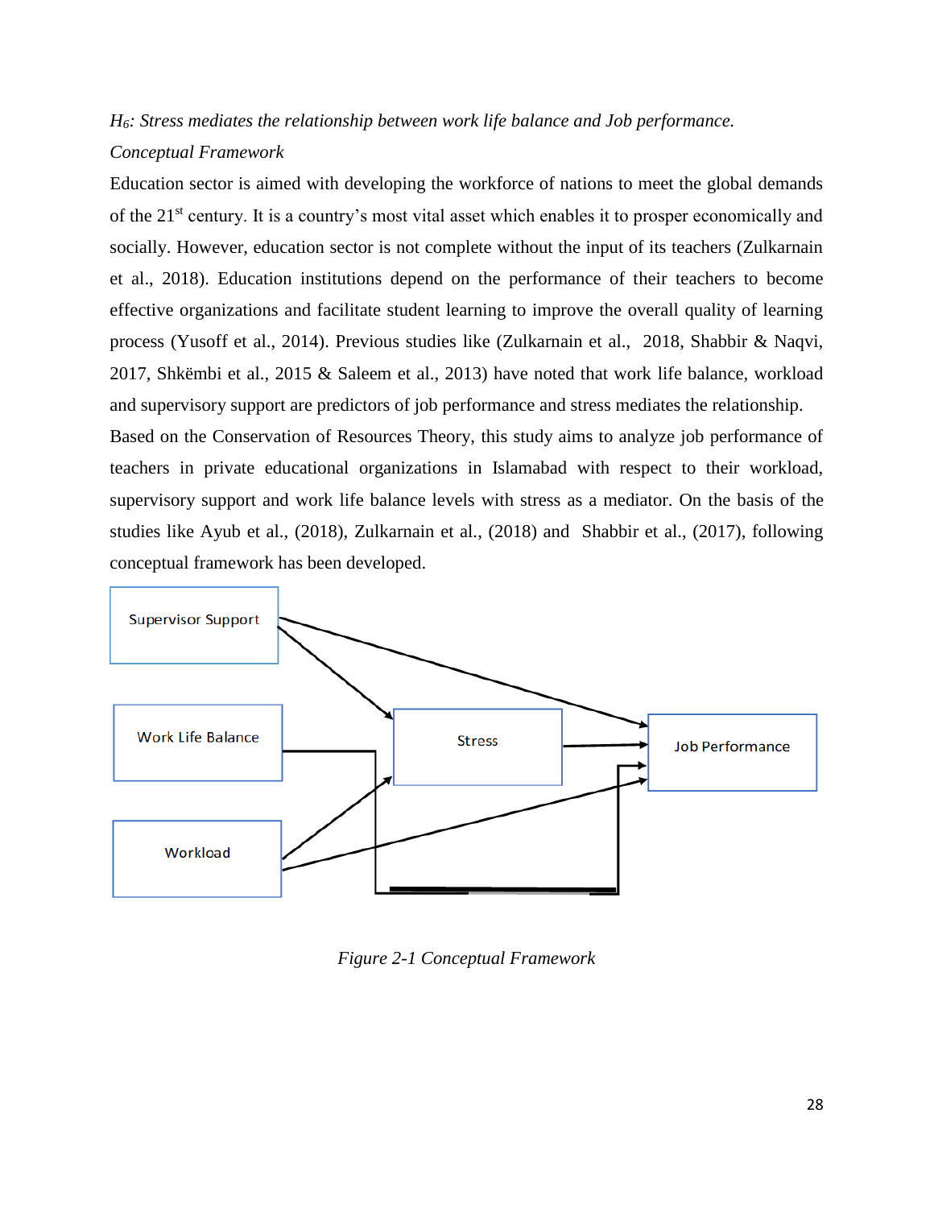*H₆: Stress mediates the relationship between work life balance and Job performance.*

*Conceptual Framework*

Education sector is aimed with developing the workforce of nations to meet the global demands of the 21st century. It is a country's most vital asset which enables it to prosper economically and socially. However, education sector is not complete without the input of its teachers (Zulkarnain et al., 2018). Education institutions depend on the performance of their teachers to become effective organizations and facilitate student learning to improve the overall quality of learning process (Yusoff et al., 2014). Previous studies like (Zulkarnain et al., 2018, Shabbir & Naqvi, 2017, Shkëmbi et al., 2015 & Saleem et al., 2013) have noted that work life balance, workload and supervisory support are predictors of job performance and stress mediates the relationship.

Based on the Conservation of Resources Theory, this study aims to analyze job performance of teachers in private educational organizations in Islamabad with respect to their workload, supervisory support and work life balance levels with stress as a mediator. On the basis of the studies like Ayub et al., (2018), Zulkarnain et al., (2018) and Shabbir et al., (2017), following conceptual framework has been developed.

Supervisor Support

Work Life Balance

Workload

Stress

Job Performance

*Figure 2-1 Conceptual Framework*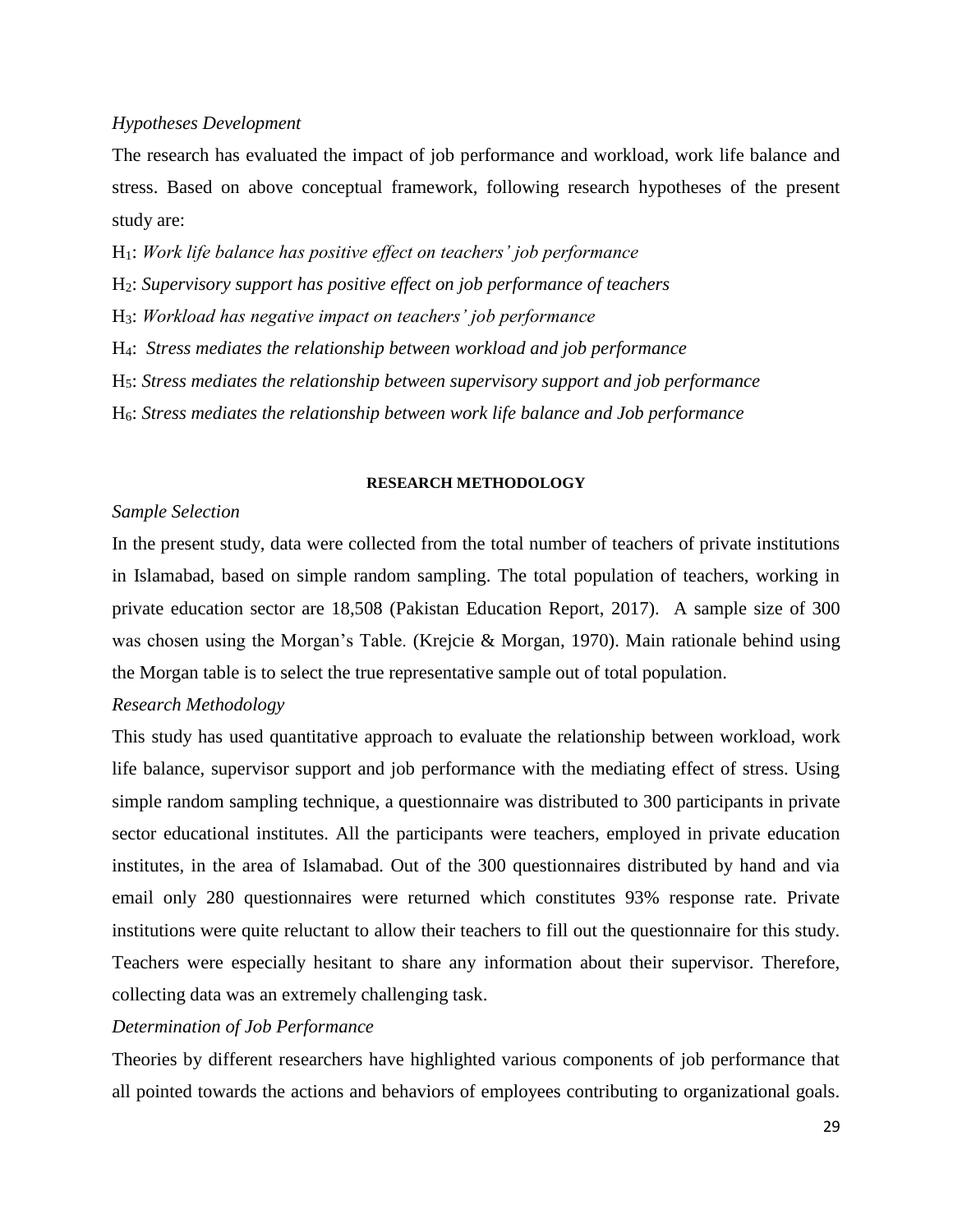*Hypotheses Development*

The research has evaluated the impact of job performance and workload, work life balance and stress. Based on above conceptual framework, following research hypotheses of the present study are:

$H_1$: *Work life balance has positive effect on teachers' job performance*

$H_2$: *Supervisory support has positive effect on job performance of teachers*

$H_3$: *Workload has negative impact on teachers' job performance*

$H_4$: *Stress mediates the relationship between workload and job performance*

$H_5$: *Stress mediates the relationship between supervisory support and job performance*

$H_6$: *Stress mediates the relationship between work life balance and Job performance*

## RESEARCH METHODOLOGY

*Sample Selection*

In the present study, data were collected from the total number of teachers of private institutions in Islamabad, based on simple random sampling. The total population of teachers, working in private education sector are 18,508 (Pakistan Education Report, 2017). A sample size of 300 was chosen using the Morgan's Table. (Krejcie & Morgan, 1970). Main rationale behind using the Morgan table is to select the true representative sample out of total population.

*Research Methodology*

This study has used quantitative approach to evaluate the relationship between workload, work life balance, supervisor support and job performance with the mediating effect of stress. Using simple random sampling technique, a questionnaire was distributed to 300 participants in private sector educational institutes. All the participants were teachers, employed in private education institutes, in the area of Islamabad. Out of the 300 questionnaires distributed by hand and via email only 280 questionnaires were returned which constitutes 93% response rate. Private institutions were quite reluctant to allow their teachers to fill out the questionnaire for this study. Teachers were especially hesitant to share any information about their supervisor. Therefore, collecting data was an extremely challenging task.

*Determination of Job Performance*

Theories by different researchers have highlighted various components of job performance that all pointed towards the actions and behaviors of employees contributing to organizational goals.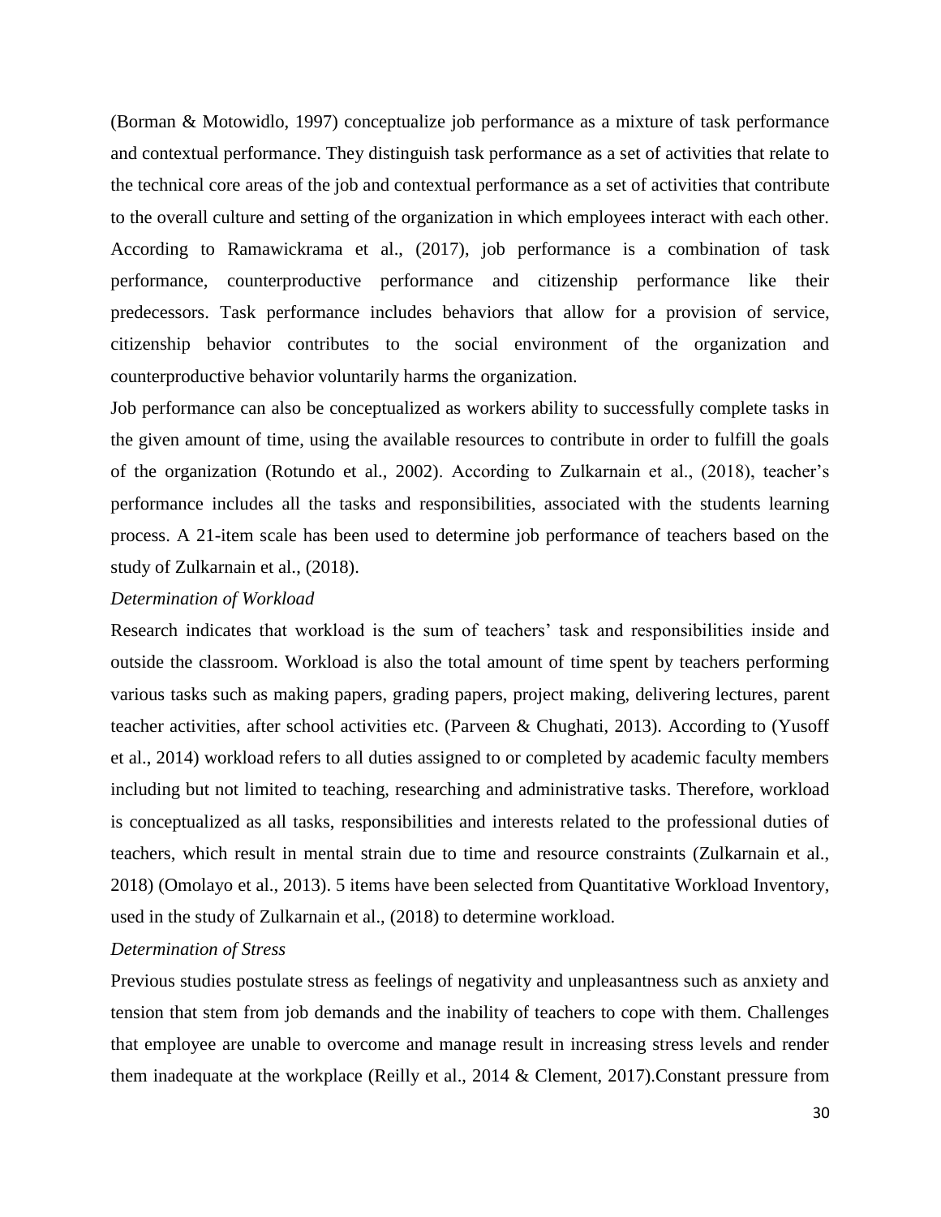(Borman & Motowidlo, 1997) conceptualize job performance as a mixture of task performance and contextual performance. They distinguish task performance as a set of activities that relate to the technical core areas of the job and contextual performance as a set of activities that contribute to the overall culture and setting of the organization in which employees interact with each other. According to Ramawickrama et al., (2017), job performance is a combination of task performance, counterproductive performance and citizenship performance like their predecessors. Task performance includes behaviors that allow for a provision of service, citizenship behavior contributes to the social environment of the organization and counterproductive behavior voluntarily harms the organization.

Job performance can also be conceptualized as workers ability to successfully complete tasks in the given amount of time, using the available resources to contribute in order to fulfill the goals of the organization (Rotundo et al., 2002). According to Zulkarnain et al., (2018), teacher's performance includes all the tasks and responsibilities, associated with the students learning process. A 21-item scale has been used to determine job performance of teachers based on the study of Zulkarnain et al., (2018).

*Determination of Workload*

Research indicates that workload is the sum of teachers' task and responsibilities inside and outside the classroom. Workload is also the total amount of time spent by teachers performing various tasks such as making papers, grading papers, project making, delivering lectures, parent teacher activities, after school activities etc. (Parveen & Chughati, 2013). According to (Yusoff et al., 2014) workload refers to all duties assigned to or completed by academic faculty members including but not limited to teaching, researching and administrative tasks. Therefore, workload is conceptualized as all tasks, responsibilities and interests related to the professional duties of teachers, which result in mental strain due to time and resource constraints (Zulkarnain et al., 2018) (Omolayo et al., 2013). 5 items have been selected from Quantitative Workload Inventory, used in the study of Zulkarnain et al., (2018) to determine workload.

*Determination of Stress*

Previous studies postulate stress as feelings of negativity and unpleasantness such as anxiety and tension that stem from job demands and the inability of teachers to cope with them. Challenges that employee are unable to overcome and manage result in increasing stress levels and render them inadequate at the workplace (Reilly et al., 2014 & Clement, 2017).Constant pressure from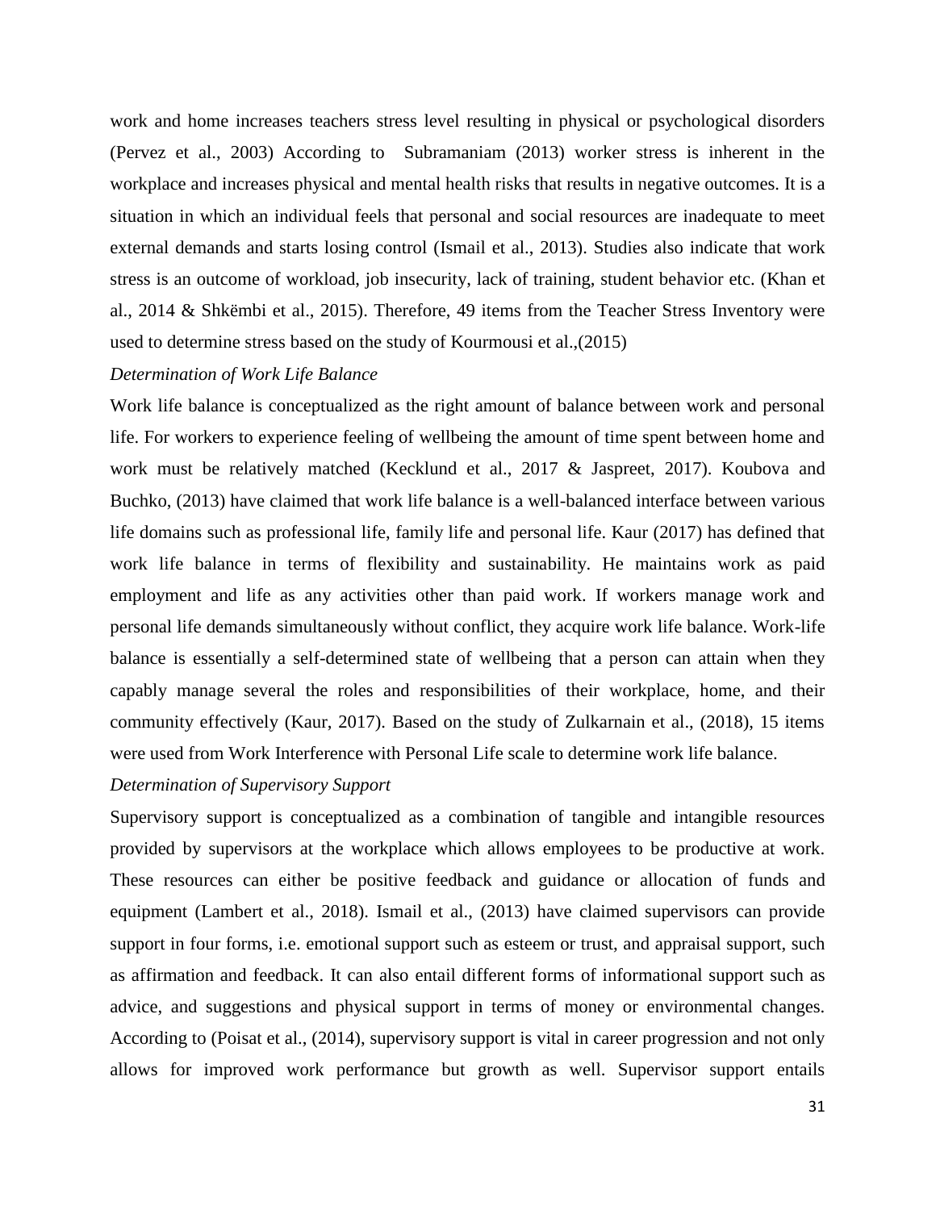work and home increases teachers stress level resulting in physical or psychological disorders (Pervez et al., 2003) According to Subramaniam (2013) worker stress is inherent in the workplace and increases physical and mental health risks that results in negative outcomes. It is a situation in which an individual feels that personal and social resources are inadequate to meet external demands and starts losing control (Ismail et al., 2013). Studies also indicate that work stress is an outcome of workload, job insecurity, lack of training, student behavior etc. (Khan et al., 2014 & Shkëmbi et al., 2015). Therefore, 49 items from the Teacher Stress Inventory were used to determine stress based on the study of Kourmousi et al.,(2015)

*Determination of Work Life Balance*

Work life balance is conceptualized as the right amount of balance between work and personal life. For workers to experience feeling of wellbeing the amount of time spent between home and work must be relatively matched (Kecklund et al., 2017 & Jaspreet, 2017). Koubova and Buchko, (2013) have claimed that work life balance is a well-balanced interface between various life domains such as professional life, family life and personal life. Kaur (2017) has defined that work life balance in terms of flexibility and sustainability. He maintains work as paid employment and life as any activities other than paid work. If workers manage work and personal life demands simultaneously without conflict, they acquire work life balance. Work-life balance is essentially a self-determined state of wellbeing that a person can attain when they capably manage several the roles and responsibilities of their workplace, home, and their community effectively (Kaur, 2017). Based on the study of Zulkarnain et al., (2018), 15 items were used from Work Interference with Personal Life scale to determine work life balance.

*Determination of Supervisory Support*

Supervisory support is conceptualized as a combination of tangible and intangible resources provided by supervisors at the workplace which allows employees to be productive at work. These resources can either be positive feedback and guidance or allocation of funds and equipment (Lambert et al., 2018). Ismail et al., (2013) have claimed supervisors can provide support in four forms, i.e. emotional support such as esteem or trust, and appraisal support, such as affirmation and feedback. It can also entail different forms of informational support such as advice, and suggestions and physical support in terms of money or environmental changes. According to (Poisat et al., (2014), supervisory support is vital in career progression and not only allows for improved work performance but growth as well. Supervisor support entails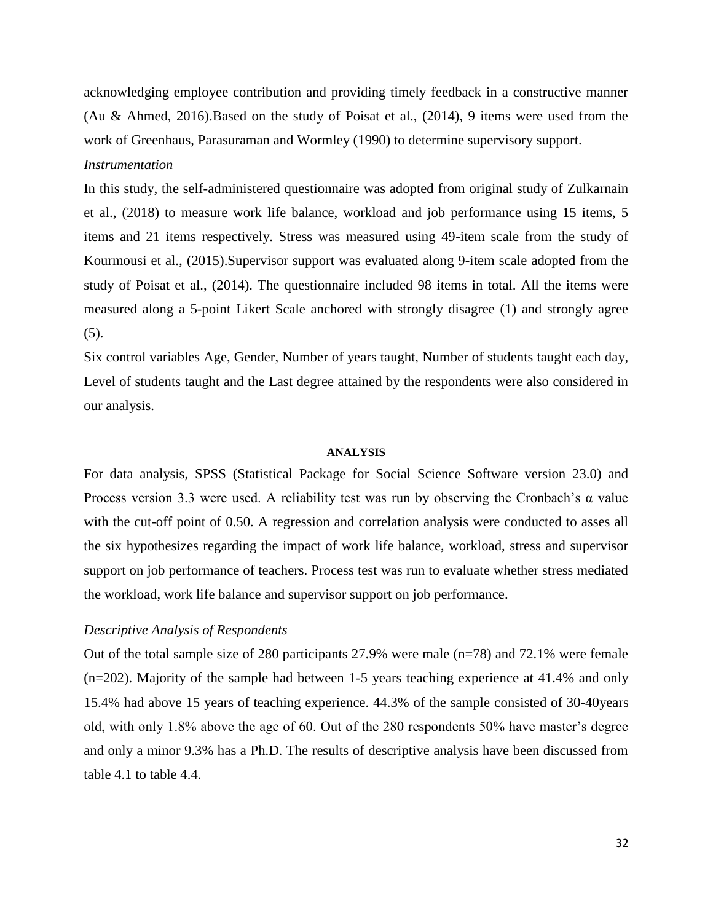acknowledging employee contribution and providing timely feedback in a constructive manner (Au & Ahmed, 2016).Based on the study of Poisat et al., (2014), 9 items were used from the work of Greenhaus, Parasuraman and Wormley (1990) to determine supervisory support.

*Instrumentation*

In this study, the self-administered questionnaire was adopted from original study of Zulkarnain et al., (2018) to measure work life balance, workload and job performance using 15 items, 5 items and 21 items respectively. Stress was measured using 49-item scale from the study of Kourmousi et al., (2015).Supervisor support was evaluated along 9-item scale adopted from the study of Poisat et al., (2014). The questionnaire included 98 items in total. All the items were measured along a 5-point Likert Scale anchored with strongly disagree (1) and strongly agree (5).

Six control variables Age, Gender, Number of years taught, Number of students taught each day, Level of students taught and the Last degree attained by the respondents were also considered in our analysis.

## ANALYSIS

For data analysis, SPSS (Statistical Package for Social Science Software version 23.0) and Process version 3.3 were used. A reliability test was run by observing the Cronbach's α value with the cut-off point of 0.50. A regression and correlation analysis were conducted to asses all the six hypothesizes regarding the impact of work life balance, workload, stress and supervisor support on job performance of teachers. Process test was run to evaluate whether stress mediated the workload, work life balance and supervisor support on job performance.

*Descriptive Analysis of Respondents*

Out of the total sample size of 280 participants 27.9% were male (n=78) and 72.1% were female (n=202). Majority of the sample had between 1-5 years teaching experience at 41.4% and only 15.4% had above 15 years of teaching experience. 44.3% of the sample consisted of 30-40years old, with only 1.8% above the age of 60. Out of the 280 respondents 50% have master's degree and only a minor 9.3% has a Ph.D. The results of descriptive analysis have been discussed from table 4.1 to table 4.4.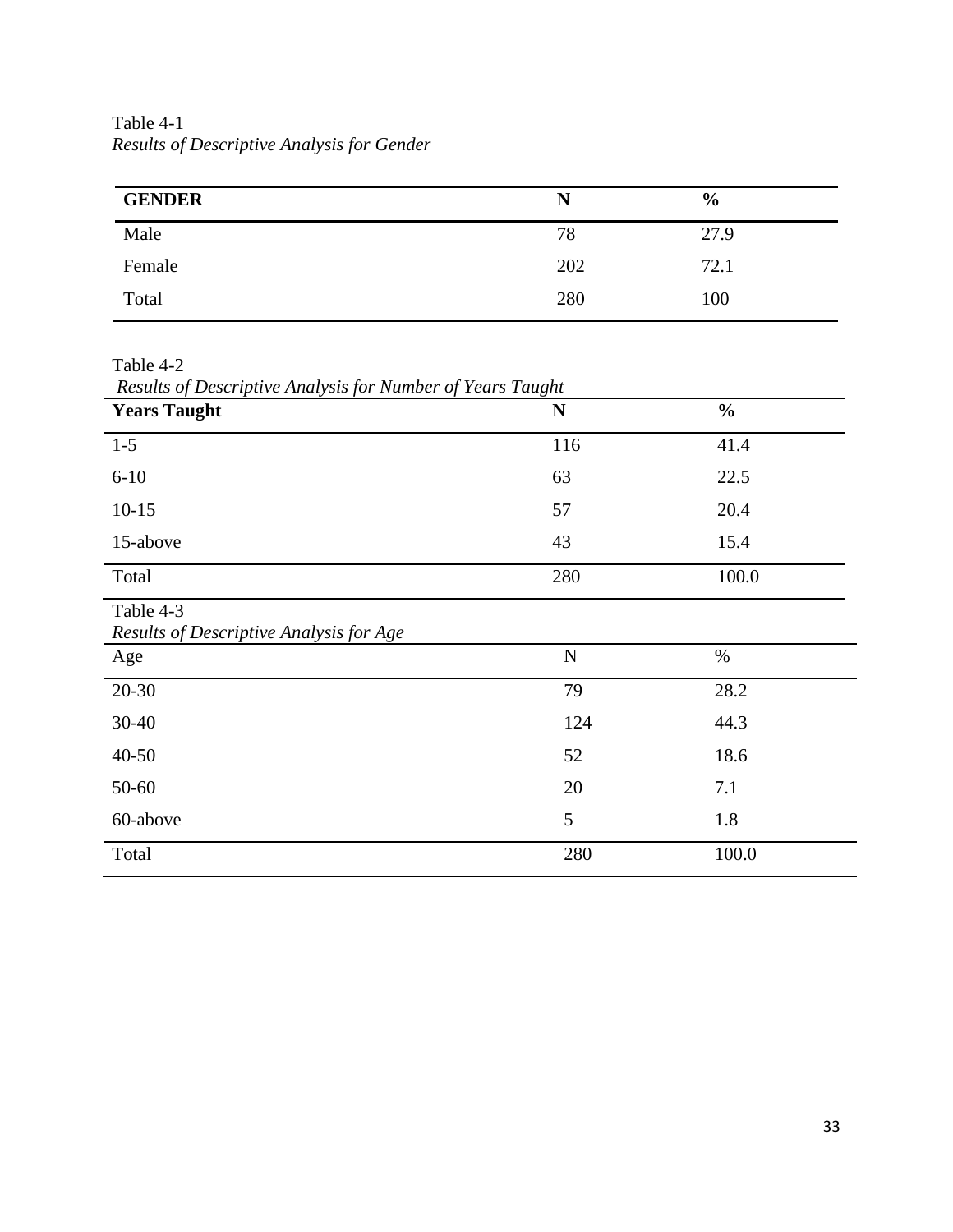Table 4-1

*Results of Descriptive Analysis for Gender*

| **GENDER** | **N** | **%** |
|---|---|---|
| Male | 78 | 27.9 |
| Female | 202 | 72.1 |
| Total | 280 | 100 |

Table 4-2

*Results of Descriptive Analysis for Number of Years Taught*

| **Years Taught** | **N** | **%** |
|---|---|---|
| 1-5 | 116 | 41.4 |
| 6-10 | 63 | 22.5 |
| 10-15 | 57 | 20.4 |
| 15-above | 43 | 15.4 |
| Total | 280 | 100.0 |

Table 4-3

*Results of Descriptive Analysis for Age*

| Age | N | % |
|---|---|---|
| 20-30 | 79 | 28.2 |
| 30-40 | 124 | 44.3 |
| 40-50 | 52 | 18.6 |
| 50-60 | 20 | 7.1 |
| 60-above | 5 | 1.8 |
| Total | 280 | 100.0 |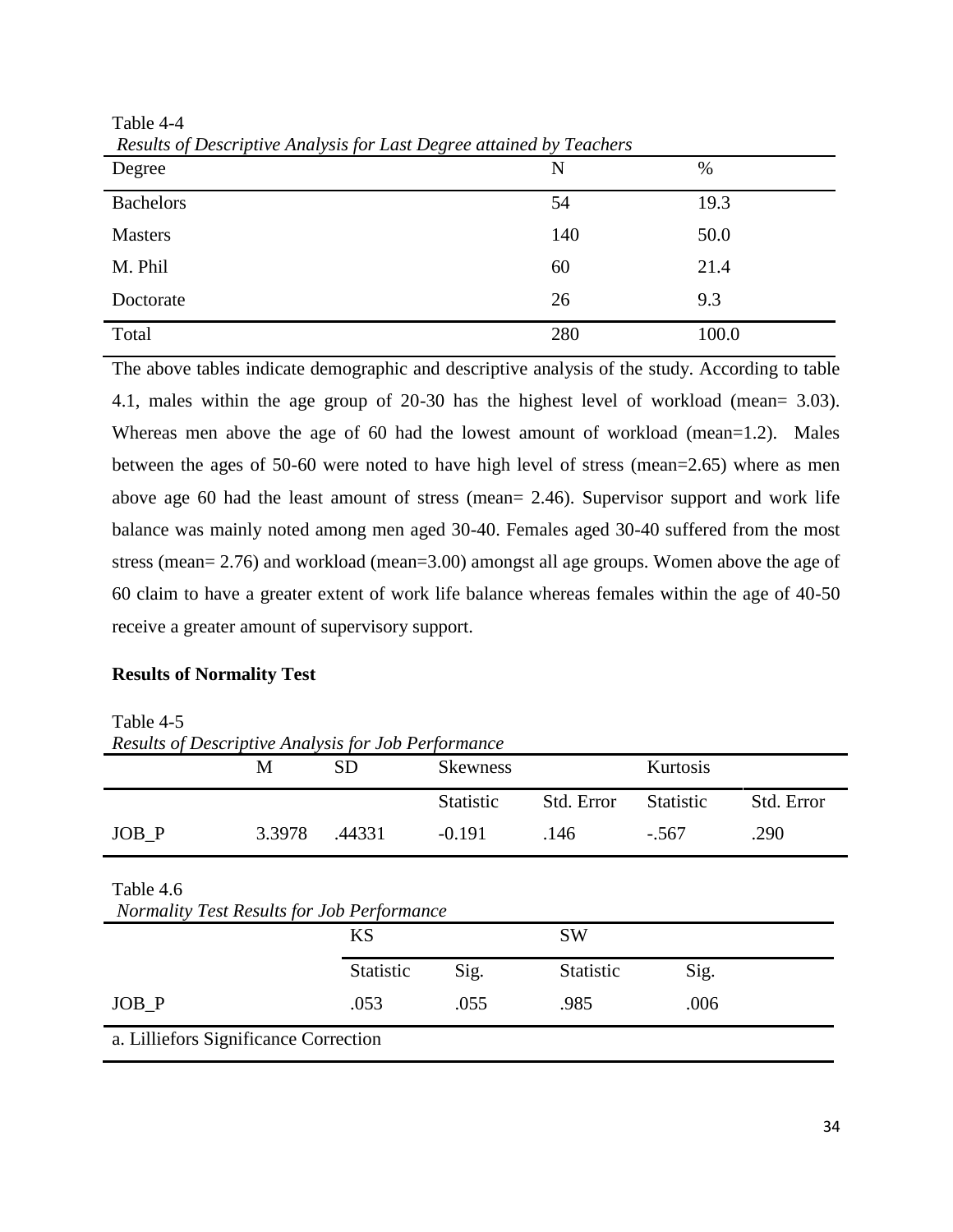Table 4-4

*Results of Descriptive Analysis for Last Degree attained by Teachers*

| Degree | N | % |
|---|---|---|
| Bachelors | 54 | 19.3 |
| Masters | 140 | 50.0 |
| M. Phil | 60 | 21.4 |
| Doctorate | 26 | 9.3 |
| Total | 280 | 100.0 |

The above tables indicate demographic and descriptive analysis of the study. According to table 4.1, males within the age group of 20-30 has the highest level of workload (mean= 3.03). Whereas men above the age of 60 had the lowest amount of workload (mean=1.2). Males between the ages of 50-60 were noted to have high level of stress (mean=2.65) where as men above age 60 had the least amount of stress (mean= 2.46). Supervisor support and work life balance was mainly noted among men aged 30-40. Females aged 30-40 suffered from the most stress (mean= 2.76) and workload (mean=3.00) amongst all age groups. Women above the age of 60 claim to have a greater extent of work life balance whereas females within the age of 40-50 receive a greater amount of supervisory support.

**Results of Normality Test**

Table 4-5

*Results of Descriptive Analysis for Job Performance*

| | M | SD | Skewness | | Kurtosis | |
|---|---|---|---|---|---|---|
| | | | Statistic | Std. Error | Statistic | Std. Error |
| JOB_P | 3.3978 | .44331 | -0.191 | .146 | -.567 | .290 |

Table 4.6

*Normality Test Results for Job Performance*

| | KS | | SW | |
|---|---|---|---|---|
| | Statistic | Sig. | Statistic | Sig. |
| JOB_P | .053 | .055 | .985 | .006 |

a. Lilliefors Significance Correction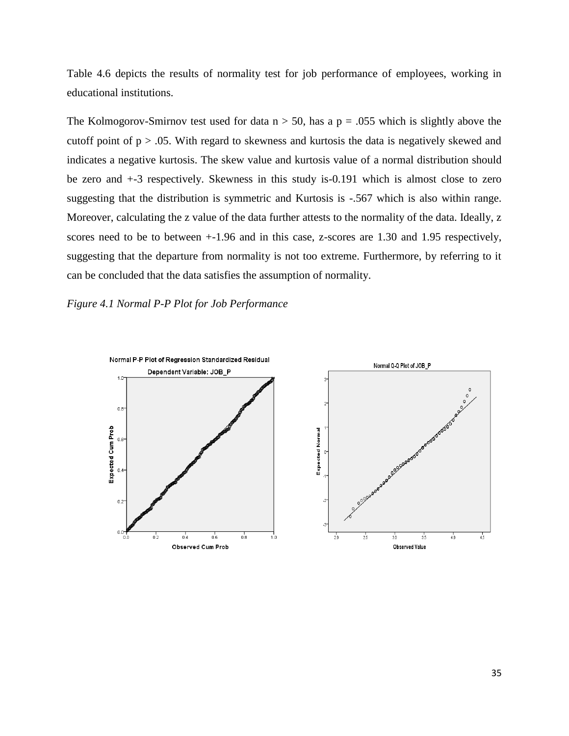Table 4.6 depicts the results of normality test for job performance of employees, working in educational institutions.

The Kolmogorov-Smirnov test used for data n > 50, has a p = .055 which is slightly above the cutoff point of p > .05. With regard to skewness and kurtosis the data is negatively skewed and indicates a negative kurtosis. The skew value and kurtosis value of a normal distribution should be zero and +-3 respectively. Skewness in this study is-0.191 which is almost close to zero suggesting that the distribution is symmetric and Kurtosis is -.567 which is also within range. Moreover, calculating the z value of the data further attests to the normality of the data. Ideally, z scores need to be to between +-1.96 and in this case, z-scores are 1.30 and 1.95 respectively, suggesting that the departure from normality is not too extreme. Furthermore, by referring to it can be concluded that the data satisfies the assumption of normality.

*Figure 4.1 Normal P-P Plot for Job Performance*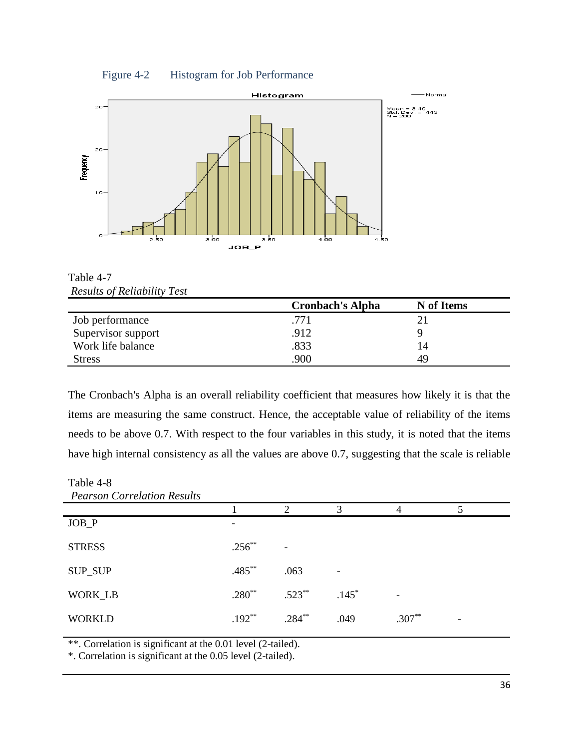Figure 4-2 Histogram for Job Performance

Table 4-7
*Results of Reliability Test*

| | Cronbach's Alpha | N of Items |
|---|---|---|
| Job performance | .771 | 21 |
| Supervisor support | .912 | 9 |
| Work life balance | .833 | 14 |
| Stress | .900 | 49 |

The Cronbach's Alpha is an overall reliability coefficient that measures how likely it is that the items are measuring the same construct. Hence, the acceptable value of reliability of the items needs to be above 0.7. With respect to the four variables in this study, it is noted that the items have high internal consistency as all the values are above 0.7, suggesting that the scale is reliable

Table 4-8
*Pearson Correlation Results*

| | 1 | 2 | 3 | 4 | 5 |
|---|---|---|---|---|---|
| JOB_P | - | | | | |
| STRESS | .256** | - | | | |
| SUP_SUP | .485** | .063 | - | | |
| WORK_LB | .280** | .523** | .145* | - | |
| WORKLD | .192** | .284** | .049 | .307** | - |

**. Correlation is significant at the 0.01 level (2-tailed).
*. Correlation is significant at the 0.05 level (2-tailed).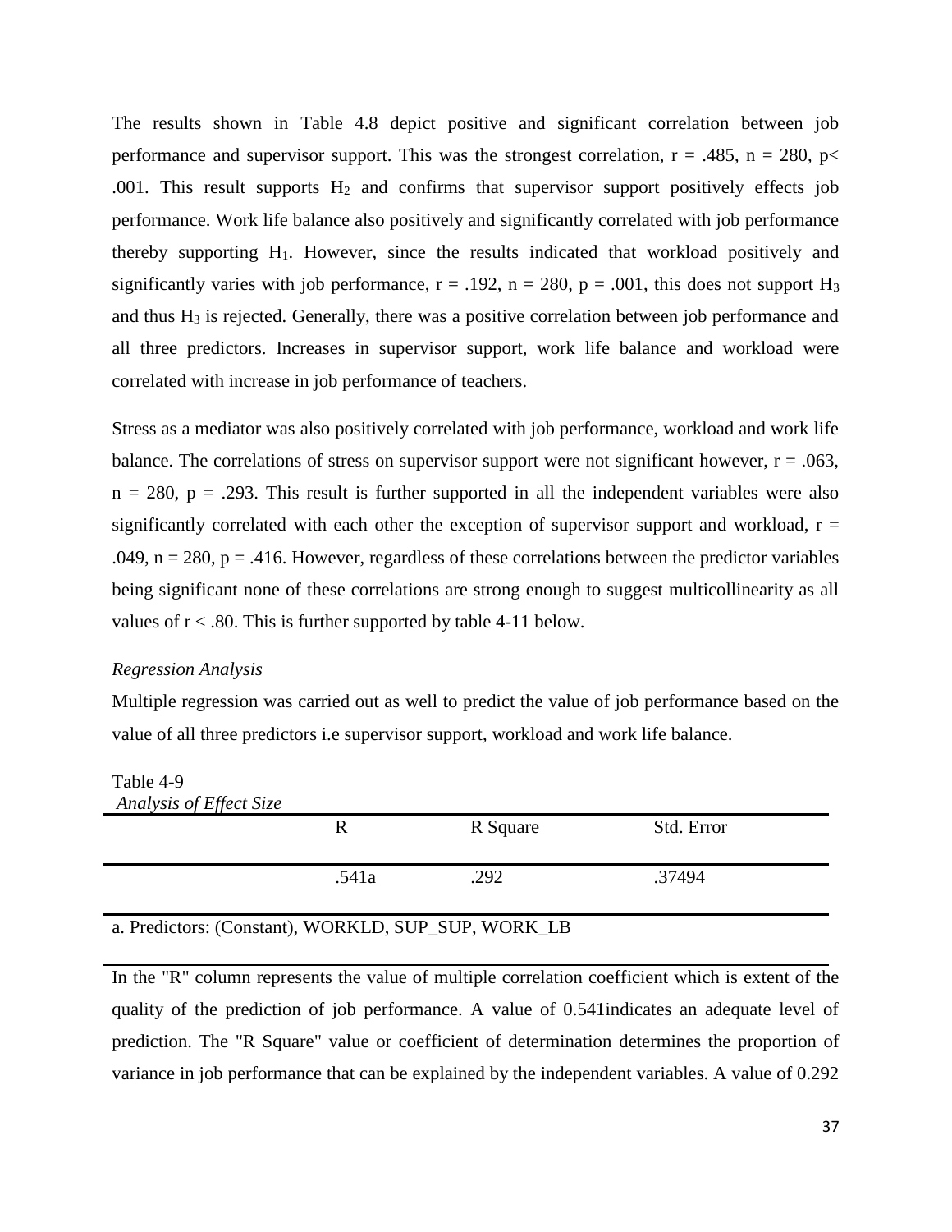The results shown in Table 4.8 depict positive and significant correlation between job performance and supervisor support. This was the strongest correlation, $r = .485$, $n = 280$, $p < .001$. This result supports $H_2$ and confirms that supervisor support positively effects job performance. Work life balance also positively and significantly correlated with job performance thereby supporting $H_1$. However, since the results indicated that workload positively and significantly varies with job performance, $r = .192$, $n = 280$, $p = .001$, this does not support $H_3$ and thus $H_3$ is rejected. Generally, there was a positive correlation between job performance and all three predictors. Increases in supervisor support, work life balance and workload were correlated with increase in job performance of teachers.

Stress as a mediator was also positively correlated with job performance, workload and work life balance. The correlations of stress on supervisor support were not significant however, $r = .063$, $n = 280$, $p = .293$. This result is further supported in all the independent variables were also significantly correlated with each other the exception of supervisor support and workload, $r = .049$, $n = 280$, $p = .416$. However, regardless of these correlations between the predictor variables being significant none of these correlations are strong enough to suggest multicollinearity as all values of $r < .80$. This is further supported by table 4-11 below.

*Regression Analysis*

Multiple regression was carried out as well to predict the value of job performance based on the value of all three predictors i.e supervisor support, workload and work life balance.

Table 4-9

*Analysis of Effect Size*

| | R | R Square | Std. Error |
|---|---|---|---|
| | .541a | .292 | .37494 |

a. Predictors: (Constant), WORKLD, SUP_SUP, WORK_LB

In the "R" column represents the value of multiple correlation coefficient which is extent of the quality of the prediction of job performance. A value of 0.541indicates an adequate level of prediction. The "R Square" value or coefficient of determination determines the proportion of variance in job performance that can be explained by the independent variables. A value of 0.292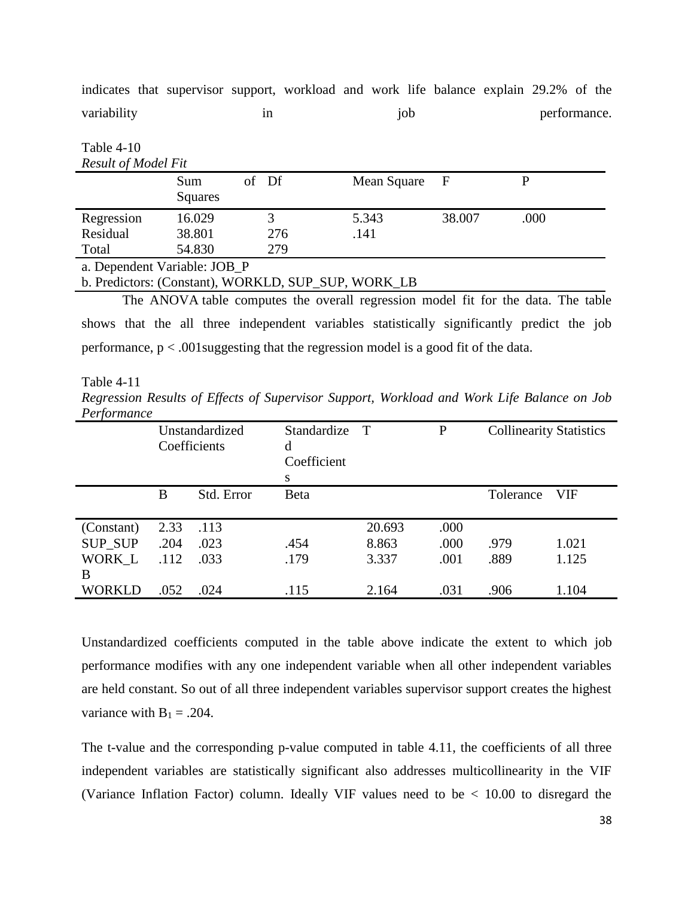indicates that supervisor support, workload and work life balance explain 29.2% of the variability in job performance.

Table 4-10

*Result of Model Fit*

| | Sum of Squares | Df | Mean Square | F | P |
|---|---|---|---|---|---|
| Regression | 16.029 | 3 | 5.343 | 38.007 | .000 |
| Residual | 38.801 | 276 | .141 | | |
| Total | 54.830 | 279 | | | |

a. Dependent Variable: JOB_P

b. Predictors: (Constant), WORKLD, SUP_SUP, WORK_LB

The ANOVA table computes the overall regression model fit for the data. The table shows that the all three independent variables statistically significantly predict the job performance, $p < .001$suggesting that the regression model is a good fit of the data.

Table 4-11

*Regression Results of Effects of Supervisor Support, Workload and Work Life Balance on Job Performance*

| | Unstandardized Coefficients | | Standardized Coefficients | T | P | Collinearity Statistics | |
|---|---|---|---|---|---|---|---|
| | B | Std. Error | Beta | | | Tolerance | VIF |
| (Constant) | 2.33 | .113 | | 20.693 | .000 | | |
| SUP_SUP | .204 | .023 | .454 | 8.863 | .000 | .979 | 1.021 |
| WORK_LB | .112 | .033 | .179 | 3.337 | .001 | .889 | 1.125 |
| WORKLD | .052 | .024 | .115 | 2.164 | .031 | .906 | 1.104 |

Unstandardized coefficients computed in the table above indicate the extent to which job performance modifies with any one independent variable when all other independent variables are held constant. So out of all three independent variables supervisor support creates the highest variance with $B_1 = .204$.

The t-value and the corresponding p-value computed in table 4.11, the coefficients of all three independent variables are statistically significant also addresses multicollinearity in the VIF (Variance Inflation Factor) column. Ideally VIF values need to be < 10.00 to disregard the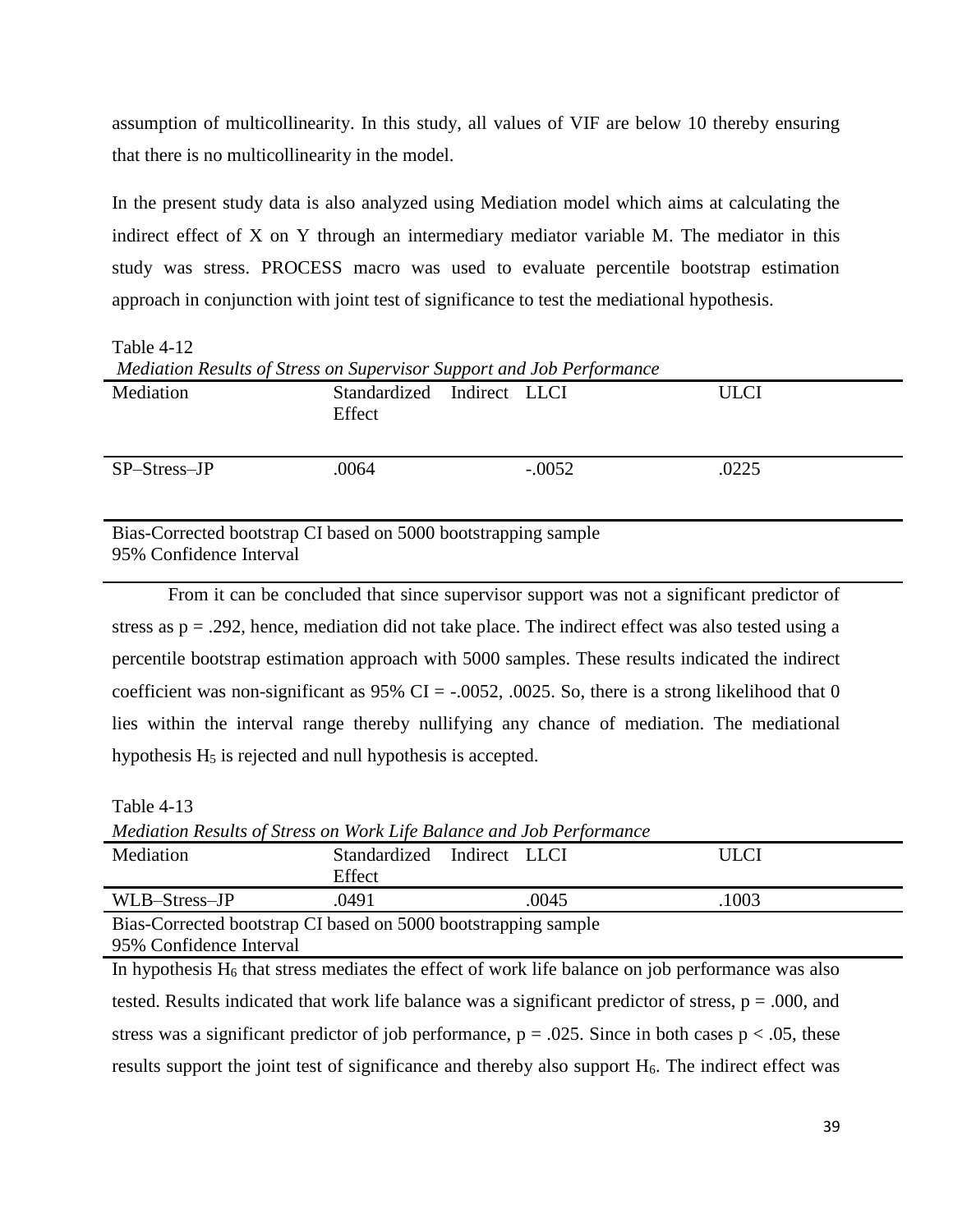assumption of multicollinearity. In this study, all values of VIF are below 10 thereby ensuring that there is no multicollinearity in the model.

In the present study data is also analyzed using Mediation model which aims at calculating the indirect effect of X on Y through an intermediary mediator variable M. The mediator in this study was stress. PROCESS macro was used to evaluate percentile bootstrap estimation approach in conjunction with joint test of significance to test the mediational hypothesis.

Table 4-12

*Mediation Results of Stress on Supervisor Support and Job Performance*

| Mediation | Standardized Indirect Effect | LLCI | ULCI |
|---|---|---|---|
| SP–Stress–JP | .0064 | -.0052 | .0225 |

Bias-Corrected bootstrap CI based on 5000 bootstrapping sample
95% Confidence Interval

From it can be concluded that since supervisor support was not a significant predictor of stress as $p = .292$, hence, mediation did not take place. The indirect effect was also tested using a percentile bootstrap estimation approach with 5000 samples. These results indicated the indirect coefficient was non-significant as 95% CI = -.0052, .0025. So, there is a strong likelihood that 0 lies within the interval range thereby nullifying any chance of mediation. The mediational hypothesis $H_5$ is rejected and null hypothesis is accepted.

Table 4-13

*Mediation Results of Stress on Work Life Balance and Job Performance*

| Mediation | Standardized Indirect Effect | LLCI | ULCI |
|---|---|---|---|
| WLB–Stress–JP | .0491 | .0045 | .1003 |

Bias-Corrected bootstrap CI based on 5000 bootstrapping sample
95% Confidence Interval

In hypothesis $H_6$ that stress mediates the effect of work life balance on job performance was also tested. Results indicated that work life balance was a significant predictor of stress, $p = .000$, and stress was a significant predictor of job performance, $p = .025$. Since in both cases $p < .05$, these results support the joint test of significance and thereby also support $H_6$. The indirect effect was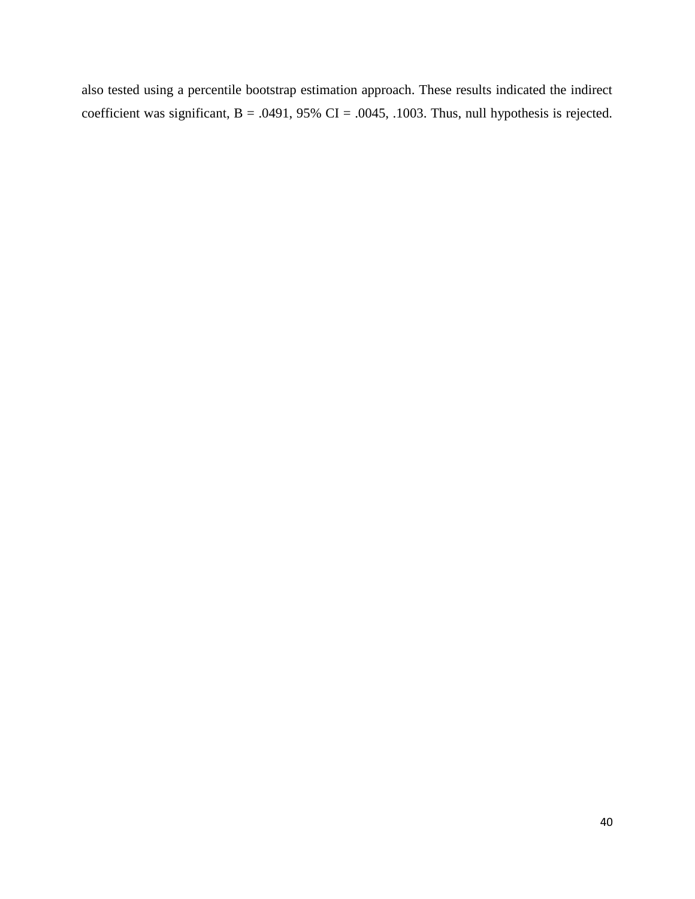also tested using a percentile bootstrap estimation approach. These results indicated the indirect coefficient was significant, B = .0491, 95% CI = .0045, .1003. Thus, null hypothesis is rejected.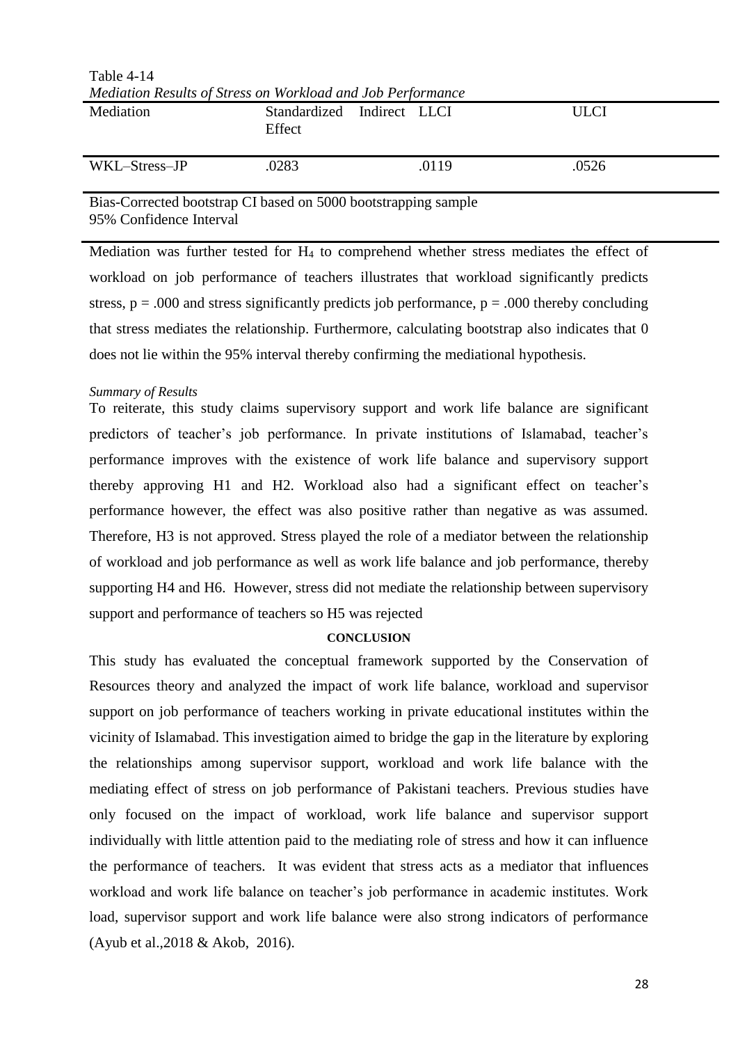Table 4-14

*Mediation Results of Stress on Workload and Job Performance*

| Mediation | Standardized Indirect Effect | LLCI | ULCI |
|---|---|---|---|
| WKL–Stress–JP | .0283 | .0119 | .0526 |

Bias-Corrected bootstrap CI based on 5000 bootstrapping sample
95% Confidence Interval

Mediation was further tested for $H_4$ to comprehend whether stress mediates the effect of workload on job performance of teachers illustrates that workload significantly predicts stress, $p = .000$ and stress significantly predicts job performance, $p = .000$ thereby concluding that stress mediates the relationship. Furthermore, calculating bootstrap also indicates that 0 does not lie within the 95% interval thereby confirming the mediational hypothesis.

*Summary of Results*

To reiterate, this study claims supervisory support and work life balance are significant predictors of teacher's job performance. In private institutions of Islamabad, teacher's performance improves with the existence of work life balance and supervisory support thereby approving H1 and H2. Workload also had a significant effect on teacher's performance however, the effect was also positive rather than negative as was assumed. Therefore, H3 is not approved. Stress played the role of a mediator between the relationship of workload and job performance as well as work life balance and job performance, thereby supporting H4 and H6. However, stress did not mediate the relationship between supervisory support and performance of teachers so H5 was rejected

## CONCLUSION

This study has evaluated the conceptual framework supported by the Conservation of Resources theory and analyzed the impact of work life balance, workload and supervisor support on job performance of teachers working in private educational institutes within the vicinity of Islamabad. This investigation aimed to bridge the gap in the literature by exploring the relationships among supervisor support, workload and work life balance with the mediating effect of stress on job performance of Pakistani teachers. Previous studies have only focused on the impact of workload, work life balance and supervisor support individually with little attention paid to the mediating role of stress and how it can influence the performance of teachers. It was evident that stress acts as a mediator that influences workload and work life balance on teacher's job performance in academic institutes. Work load, supervisor support and work life balance were also strong indicators of performance (Ayub et al.,2018 & Akob, 2016).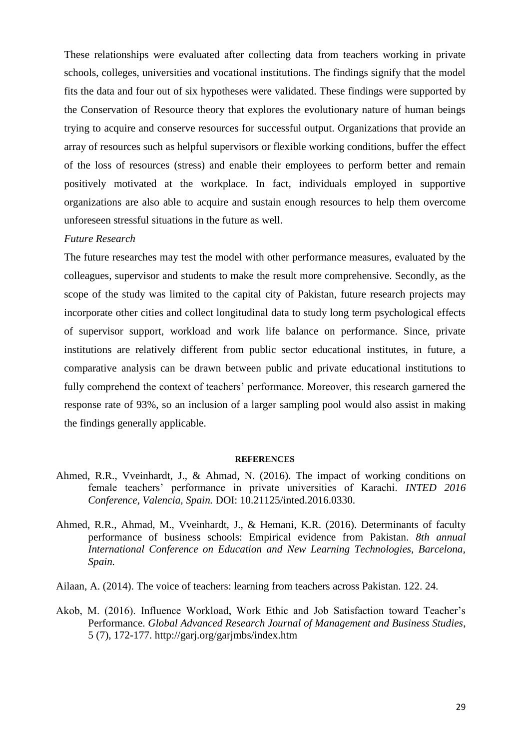These relationships were evaluated after collecting data from teachers working in private schools, colleges, universities and vocational institutions. The findings signify that the model fits the data and four out of six hypotheses were validated. These findings were supported by the Conservation of Resource theory that explores the evolutionary nature of human beings trying to acquire and conserve resources for successful output. Organizations that provide an array of resources such as helpful supervisors or flexible working conditions, buffer the effect of the loss of resources (stress) and enable their employees to perform better and remain positively motivated at the workplace. In fact, individuals employed in supportive organizations are also able to acquire and sustain enough resources to help them overcome unforeseen stressful situations in the future as well.

*Future Research*

The future researches may test the model with other performance measures, evaluated by the colleagues, supervisor and students to make the result more comprehensive. Secondly, as the scope of the study was limited to the capital city of Pakistan, future research projects may incorporate other cities and collect longitudinal data to study long term psychological effects of supervisor support, workload and work life balance on performance. Since, private institutions are relatively different from public sector educational institutes, in future, a comparative analysis can be drawn between public and private educational institutions to fully comprehend the context of teachers' performance. Moreover, this research garnered the response rate of 93%, so an inclusion of a larger sampling pool would also assist in making the findings generally applicable.

## REFERENCES

Ahmed, R.R., Vveinhardt, J., & Ahmad, N. (2016). The impact of working conditions on female teachers' performance in private universities of Karachi. *INTED 2016 Conference, Valencia, Spain.* DOI: 10.21125/inted.2016.0330.

Ahmed, R.R., Ahmad, M., Vveinhardt, J., & Hemani, K.R. (2016). Determinants of faculty performance of business schools: Empirical evidence from Pakistan. *8th annual International Conference on Education and New Learning Technologies, Barcelona, Spain.*

Ailaan, A. (2014). The voice of teachers: learning from teachers across Pakistan. 122. 24.

Akob, M. (2016). Influence Workload, Work Ethic and Job Satisfaction toward Teacher's Performance. *Global Advanced Research Journal of Management and Business Studies*, 5 (7), 172-177. http://garj.org/garjmbs/index.htm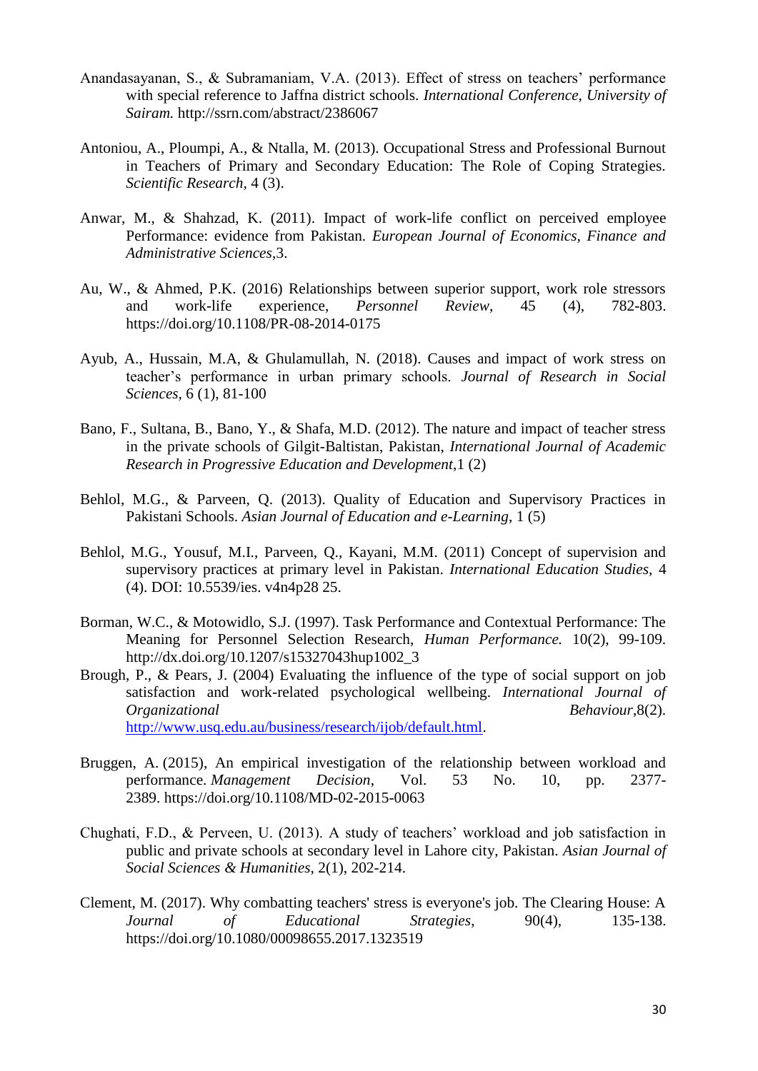Anandasayanan, S., & Subramaniam, V.A. (2013). Effect of stress on teachers' performance with special reference to Jaffna district schools. *International Conference, University of Sairam.* http://ssrn.com/abstract/2386067

Antoniou, A., Ploumpi, A., & Ntalla, M. (2013). Occupational Stress and Professional Burnout in Teachers of Primary and Secondary Education: The Role of Coping Strategies. *Scientific Research*, 4 (3).

Anwar, M., & Shahzad, K. (2011). Impact of work-life conflict on perceived employee Performance: evidence from Pakistan. *European Journal of Economics, Finance and Administrative Sciences*,3.

Au, W., & Ahmed, P.K. (2016) Relationships between superior support, work role stressors and work-life experience, *Personnel Review*, 45 (4), 782-803. https://doi.org/10.1108/PR-08-2014-0175

Ayub, A., Hussain, M.A, & Ghulamullah, N. (2018). Causes and impact of work stress on teacher's performance in urban primary schools. *Journal of Research in Social Sciences*, 6 (1), 81-100

Bano, F., Sultana, B., Bano, Y., & Shafa, M.D. (2012). The nature and impact of teacher stress in the private schools of Gilgit-Baltistan, Pakistan, *International Journal of Academic Research in Progressive Education and Development*,1 (2)

Behlol, M.G., & Parveen, Q. (2013). Quality of Education and Supervisory Practices in Pakistani Schools. *Asian Journal of Education and e-Learning*, 1 (5)

Behlol, M.G., Yousuf, M.I., Parveen, Q., Kayani, M.M. (2011) Concept of supervision and supervisory practices at primary level in Pakistan. *International Education Studies*, 4 (4). DOI: 10.5539/ies. v4n4p28 25.

Borman, W.C., & Motowidlo, S.J. (1997). Task Performance and Contextual Performance: The Meaning for Personnel Selection Research, *Human Performance.* 10(2), 99-109. http://dx.doi.org/10.1207/s15327043hup1002_3

Brough, P., & Pears, J. (2004) Evaluating the influence of the type of social support on job satisfaction and work-related psychological wellbeing. *International Journal of Organizational Behaviour*,8(2). http://www.usq.edu.au/business/research/ijob/default.html.

Bruggen, A. (2015), An empirical investigation of the relationship between workload and performance. *Management Decision*, Vol. 53 No. 10, pp. 2377-2389. https://doi.org/10.1108/MD-02-2015-0063

Chughati, F.D., & Perveen, U. (2013). A study of teachers' workload and job satisfaction in public and private schools at secondary level in Lahore city, Pakistan. *Asian Journal of Social Sciences & Humanities*, 2(1), 202-214.

Clement, M. (2017). Why combatting teachers' stress is everyone's job. The Clearing House: A *Journal of Educational Strategies*, 90(4), 135-138. https://doi.org/10.1080/00098655.2017.1323519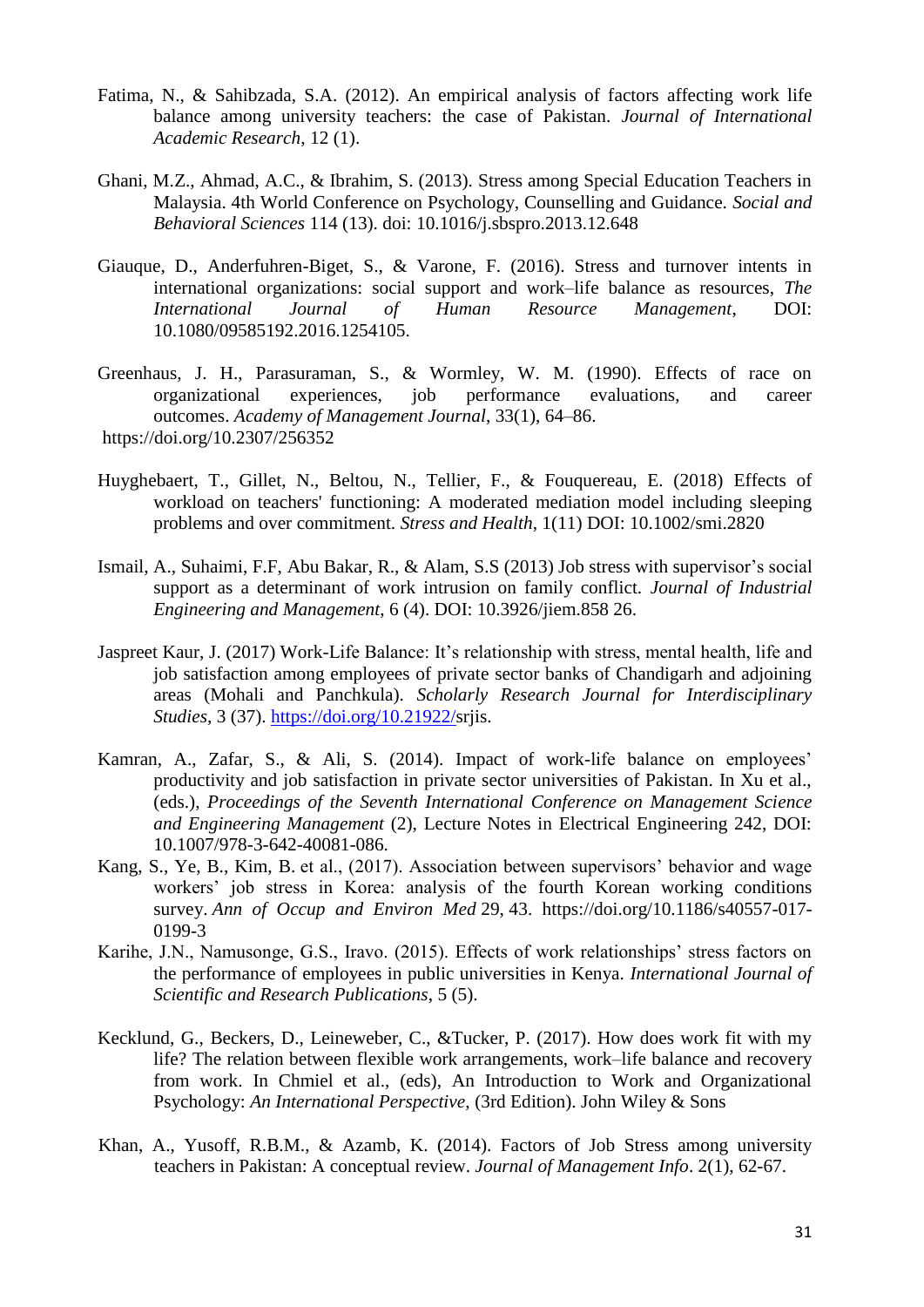Fatima, N., & Sahibzada, S.A. (2012). An empirical analysis of factors affecting work life balance among university teachers: the case of Pakistan. *Journal of International Academic Research*, 12 (1).

Ghani, M.Z., Ahmad, A.C., & Ibrahim, S. (2013). Stress among Special Education Teachers in Malaysia. 4th World Conference on Psychology, Counselling and Guidance. *Social and Behavioral Sciences* 114 (13). doi: 10.1016/j.sbspro.2013.12.648

Giauque, D., Anderfuhren-Biget, S., & Varone, F. (2016). Stress and turnover intents in international organizations: social support and work–life balance as resources, *The International Journal of Human Resource Management*, DOI: 10.1080/09585192.2016.1254105.

Greenhaus, J. H., Parasuraman, S., & Wormley, W. M. (1990). Effects of race on organizational experiences, job performance evaluations, and career outcomes. *Academy of Management Journal*, 33(1), 64–86.
https://doi.org/10.2307/256352

Huyghebaert, T., Gillet, N., Beltou, N., Tellier, F., & Fouquereau, E. (2018) Effects of workload on teachers' functioning: A moderated mediation model including sleeping problems and over commitment. *Stress and Health*, 1(11) DOI: 10.1002/smi.2820

Ismail, A., Suhaimi, F.F, Abu Bakar, R., & Alam, S.S (2013) Job stress with supervisor's social support as a determinant of work intrusion on family conflict. *Journal of Industrial Engineering and Management*, 6 (4). DOI: 10.3926/jiem.858 26.

Jaspreet Kaur, J. (2017) Work-Life Balance: It's relationship with stress, mental health, life and job satisfaction among employees of private sector banks of Chandigarh and adjoining areas (Mohali and Panchkula). *Scholarly Research Journal for Interdisciplinary Studies*, 3 (37). https://doi.org/10.21922/srjis.

Kamran, A., Zafar, S., & Ali, S. (2014). Impact of work-life balance on employees' productivity and job satisfaction in private sector universities of Pakistan. In Xu et al., (eds.), *Proceedings of the Seventh International Conference on Management Science and Engineering Management* (2), Lecture Notes in Electrical Engineering 242, DOI: 10.1007/978-3-642-40081-086.

Kang, S., Ye, B., Kim, B. et al., (2017). Association between supervisors' behavior and wage workers' job stress in Korea: analysis of the fourth Korean working conditions survey. *Ann of Occup and Environ Med* 29, 43. https://doi.org/10.1186/s40557-017-0199-3

Karihe, J.N., Namusonge, G.S., Iravo. (2015). Effects of work relationships' stress factors on the performance of employees in public universities in Kenya. *International Journal of Scientific and Research Publications*, 5 (5).

Kecklund, G., Beckers, D., Leineweber, C., &Tucker, P. (2017). How does work fit with my life? The relation between flexible work arrangements, work–life balance and recovery from work. In Chmiel et al., (eds), An Introduction to Work and Organizational Psychology: *An International Perspective*, (3rd Edition). John Wiley & Sons

Khan, A., Yusoff, R.B.M., & Azamb, K. (2014). Factors of Job Stress among university teachers in Pakistan: A conceptual review. *Journal of Management Info*. 2(1), 62-67.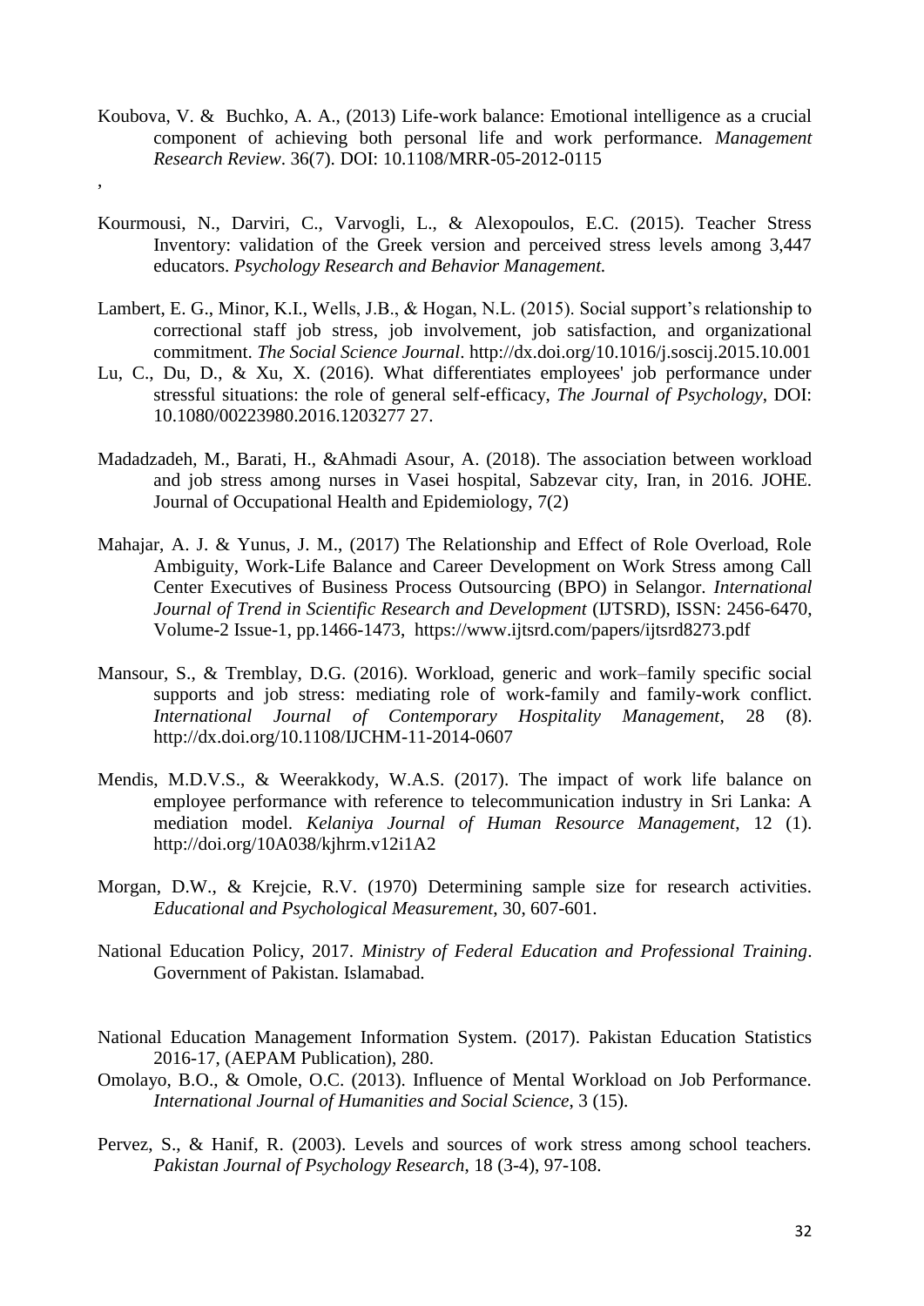Koubova, V. & Buchko, A. A., (2013) Life-work balance: Emotional intelligence as a crucial component of achieving both personal life and work performance. *Management Research Review*. 36(7). DOI: 10.1108/MRR-05-2012-0115

,

Kourmousi, N., Darviri, C., Varvogli, L., & Alexopoulos, E.C. (2015). Teacher Stress Inventory: validation of the Greek version and perceived stress levels among 3,447 educators. *Psychology Research and Behavior Management.*

Lambert, E. G., Minor, K.I., Wells, J.B., & Hogan, N.L. (2015). Social support's relationship to correctional staff job stress, job involvement, job satisfaction, and organizational commitment. *The Social Science Journal*. http://dx.doi.org/10.1016/j.soscij.2015.10.001

Lu, C., Du, D., & Xu, X. (2016). What differentiates employees' job performance under stressful situations: the role of general self-efficacy, *The Journal of Psychology*, DOI: 10.1080/00223980.2016.1203277 27.

Madadzadeh, M., Barati, H., &Ahmadi Asour, A. (2018). The association between workload and job stress among nurses in Vasei hospital, Sabzevar city, Iran, in 2016. JOHE. Journal of Occupational Health and Epidemiology, 7(2)

Mahajar, A. J. & Yunus, J. M., (2017) The Relationship and Effect of Role Overload, Role Ambiguity, Work-Life Balance and Career Development on Work Stress among Call Center Executives of Business Process Outsourcing (BPO) in Selangor. *International Journal of Trend in Scientific Research and Development* (IJTSRD), ISSN: 2456-6470, Volume-2 Issue-1, pp.1466-1473, https://www.ijtsrd.com/papers/ijtsrd8273.pdf

Mansour, S., & Tremblay, D.G. (2016). Workload, generic and work–family specific social supports and job stress: mediating role of work-family and family-work conflict. *International Journal of Contemporary Hospitality Management*, 28 (8). http://dx.doi.org/10.1108/IJCHM-11-2014-0607

Mendis, M.D.V.S., & Weerakkody, W.A.S. (2017). The impact of work life balance on employee performance with reference to telecommunication industry in Sri Lanka: A mediation model. *Kelaniya Journal of Human Resource Management*, 12 (1). http://doi.org/10A038/kjhrm.v12i1A2

Morgan, D.W., & Krejcie, R.V. (1970) Determining sample size for research activities. *Educational and Psychological Measurement*, 30, 607-601.

National Education Policy, 2017. *Ministry of Federal Education and Professional Training*. Government of Pakistan. Islamabad.

National Education Management Information System. (2017). Pakistan Education Statistics 2016-17, (AEPAM Publication), 280.

Omolayo, B.O., & Omole, O.C. (2013). Influence of Mental Workload on Job Performance. *International Journal of Humanities and Social Science*, 3 (15).

Pervez, S., & Hanif, R. (2003). Levels and sources of work stress among school teachers. *Pakistan Journal of Psychology Research*, 18 (3-4), 97-108.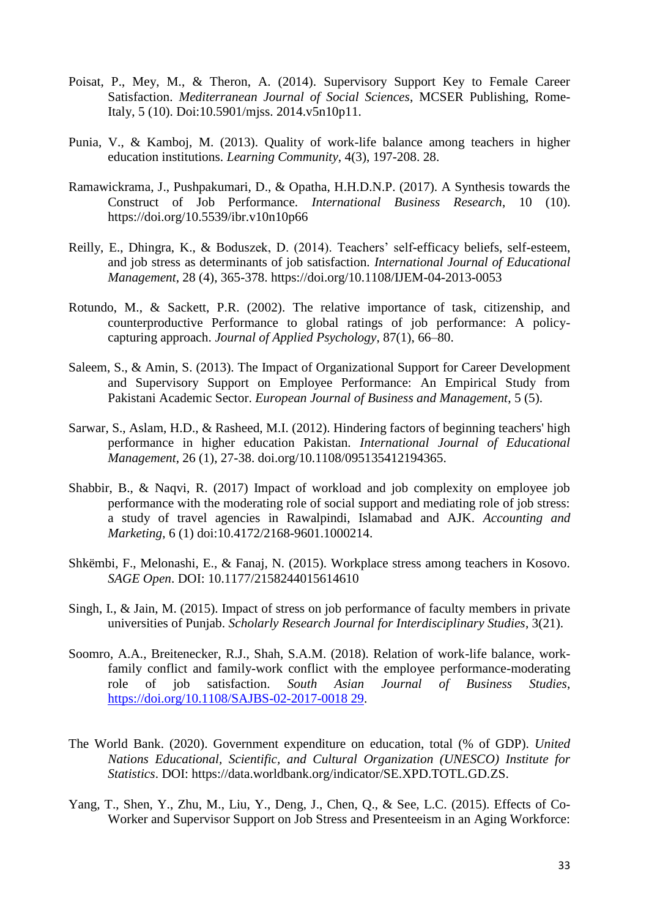Poisat, P., Mey, M., & Theron, A. (2014). Supervisory Support Key to Female Career Satisfaction. *Mediterranean Journal of Social Sciences*, MCSER Publishing, Rome-Italy, 5 (10). Doi:10.5901/mjss. 2014.v5n10p11.

Punia, V., & Kamboj, M. (2013). Quality of work-life balance among teachers in higher education institutions. *Learning Community*, 4(3), 197-208. 28.

Ramawickrama, J., Pushpakumari, D., & Opatha, H.H.D.N.P. (2017). A Synthesis towards the Construct of Job Performance. *International Business Research*, 10 (10). https://doi.org/10.5539/ibr.v10n10p66

Reilly, E., Dhingra, K., & Boduszek, D. (2014). Teachers' self-efficacy beliefs, self-esteem, and job stress as determinants of job satisfaction. *International Journal of Educational Management*, 28 (4), 365-378. https://doi.org/10.1108/IJEM-04-2013-0053

Rotundo, M., & Sackett, P.R. (2002). The relative importance of task, citizenship, and counterproductive Performance to global ratings of job performance: A policy-capturing approach. *Journal of Applied Psychology*, 87(1), 66–80.

Saleem, S., & Amin, S. (2013). The Impact of Organizational Support for Career Development and Supervisory Support on Employee Performance: An Empirical Study from Pakistani Academic Sector. *European Journal of Business and Management*, 5 (5).

Sarwar, S., Aslam, H.D., & Rasheed, M.I. (2012). Hindering factors of beginning teachers' high performance in higher education Pakistan. *International Journal of Educational Management*, 26 (1), 27-38. doi.org/10.1108/095135412194365.

Shabbir, B., & Naqvi, R. (2017) Impact of workload and job complexity on employee job performance with the moderating role of social support and mediating role of job stress: a study of travel agencies in Rawalpindi, Islamabad and AJK. *Accounting and Marketing*, 6 (1) doi:10.4172/2168-9601.1000214.

Shkëmbi, F., Melonashi, E., & Fanaj, N. (2015). Workplace stress among teachers in Kosovo. *SAGE Open*. DOI: 10.1177/2158244015614610

Singh, I., & Jain, M. (2015). Impact of stress on job performance of faculty members in private universities of Punjab. *Scholarly Research Journal for Interdisciplinary Studies*, 3(21).

Soomro, A.A., Breitenecker, R.J., Shah, S.A.M. (2018). Relation of work-life balance, work-family conflict and family-work conflict with the employee performance-moderating role of job satisfaction. *South Asian Journal of Business Studies*, https://doi.org/10.1108/SAJBS-02-2017-0018 29.

The World Bank. (2020). Government expenditure on education, total (% of GDP). *United Nations Educational, Scientific, and Cultural Organization (UNESCO) Institute for Statistics*. DOI: https://data.worldbank.org/indicator/SE.XPD.TOTL.GD.ZS.

Yang, T., Shen, Y., Zhu, M., Liu, Y., Deng, J., Chen, Q., & See, L.C. (2015). Effects of Co-Worker and Supervisor Support on Job Stress and Presenteeism in an Aging Workforce: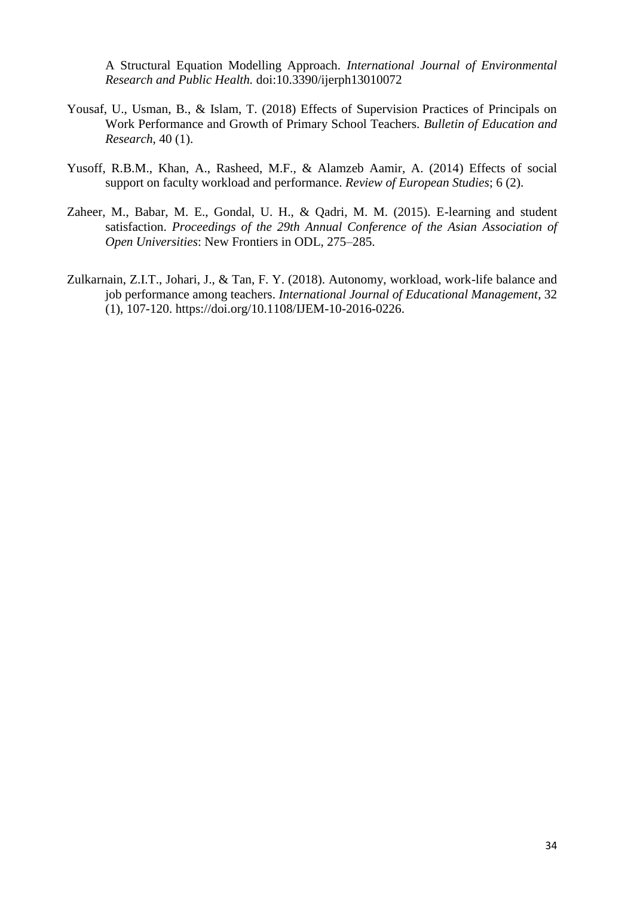A Structural Equation Modelling Approach. *International Journal of Environmental Research and Public Health.* doi:10.3390/ijerph13010072

Yousaf, U., Usman, B., & Islam, T. (2018) Effects of Supervision Practices of Principals on Work Performance and Growth of Primary School Teachers. *Bulletin of Education and Research*, 40 (1).

Yusoff, R.B.M., Khan, A., Rasheed, M.F., & Alamzeb Aamir, A. (2014) Effects of social support on faculty workload and performance. *Review of European Studies*; 6 (2).

Zaheer, M., Babar, M. E., Gondal, U. H., & Qadri, M. M. (2015). E-learning and student satisfaction. *Proceedings of the 29th Annual Conference of the Asian Association of Open Universities*: New Frontiers in ODL, 275–285.

Zulkarnain, Z.I.T., Johari, J., & Tan, F. Y. (2018). Autonomy, workload, work-life balance and job performance among teachers. *International Journal of Educational Management*, 32 (1), 107-120. https://doi.org/10.1108/IJEM-10-2016-0226.